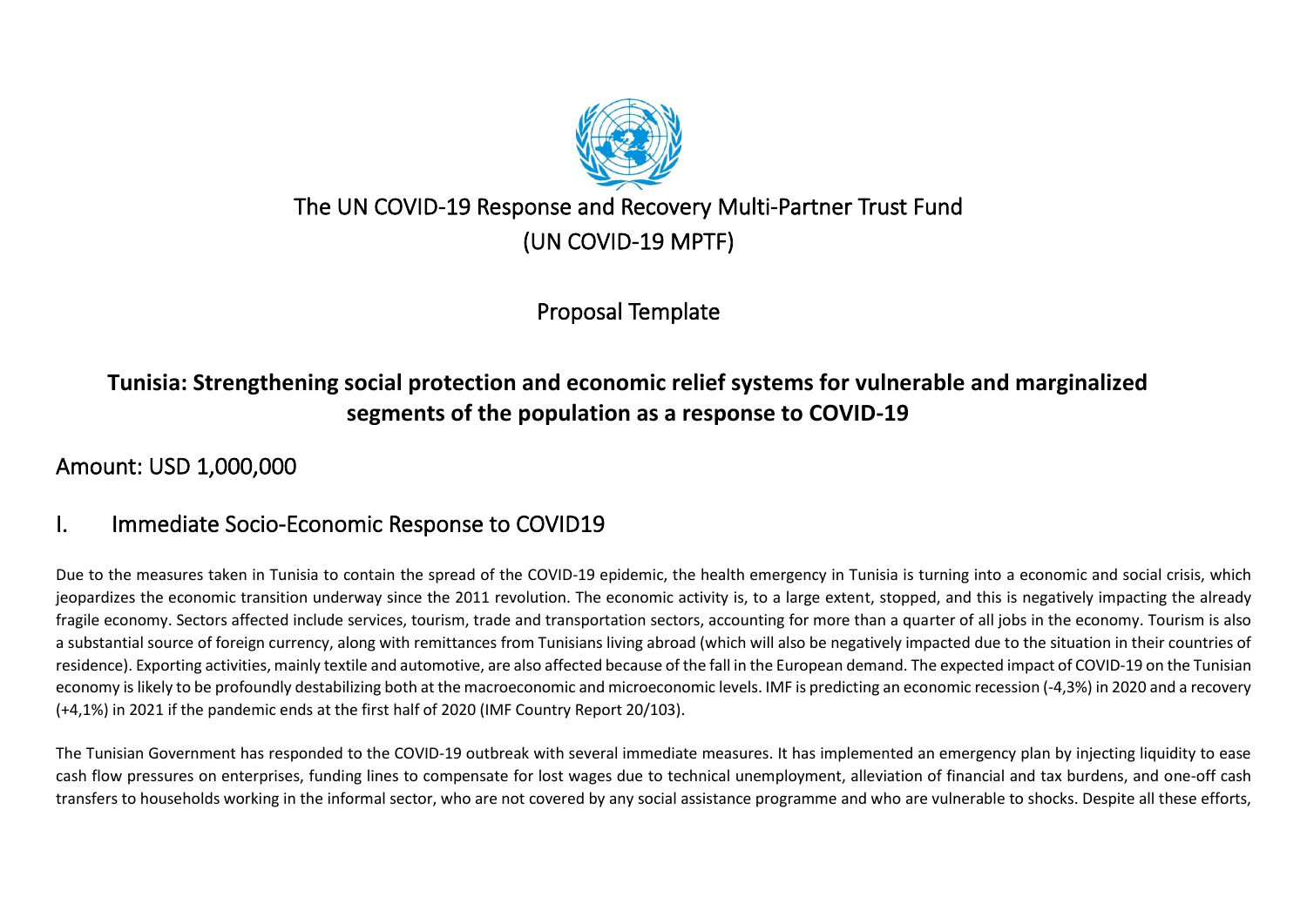# The UN COVID-19 Response and Recovery Multi-Partner Trust Fund (UN COVID-19 MPTF)

Proposal Template

## Tunisia: Strengthening social protection and economic relief systems for vulnerable and marginalized segments of the population as a response to COVID-19

## Amount: USD 1,000,000

## I. Immediate Socio-Economic Response to COVID19

Due to the measures taken in Tunisia to contain the spread of the COVID-19 epidemic, the health emergency in Tunisia is turning into a economic and social crisis, which jeopardizes the economic transition underway since the 2011 revolution. The economic activity is, to a large extent, stopped, and this is negatively impacting the already fragile economy. Sectors affected include services, tourism, trade and transportation sectors, accounting for more than a quarter of all jobs in the economy. Tourism is also a substantial source of foreign currency, along with remittances from Tunisians living abroad (which will also be negatively impacted due to the situation in their countries of residence). Exporting activities, mainly textile and automotive, are also affected because of the fall in the European demand. The expected impact of COVID-19 on the Tunisian economy is likely to be profoundly destabilizing both at the macroeconomic and microeconomic levels. IMF is predicting an economic recession (-4,3%) in 2020 and a recovery (+4,1%) in 2021 if the pandemic ends at the first half of 2020 (IMF Country Report 20/103).

The Tunisian Government has responded to the COVID-19 outbreak with several immediate measures. It has implemented an emergency plan by injecting liquidity to ease cash flow pressures on enterprises, funding lines to compensate for lost wages due to technical unemployment, alleviation of financial and tax burdens, and one-off cash transfers to households working in the informal sector, who are not covered by any social assistance programme and who are vulnerable to shocks. Despite all these efforts,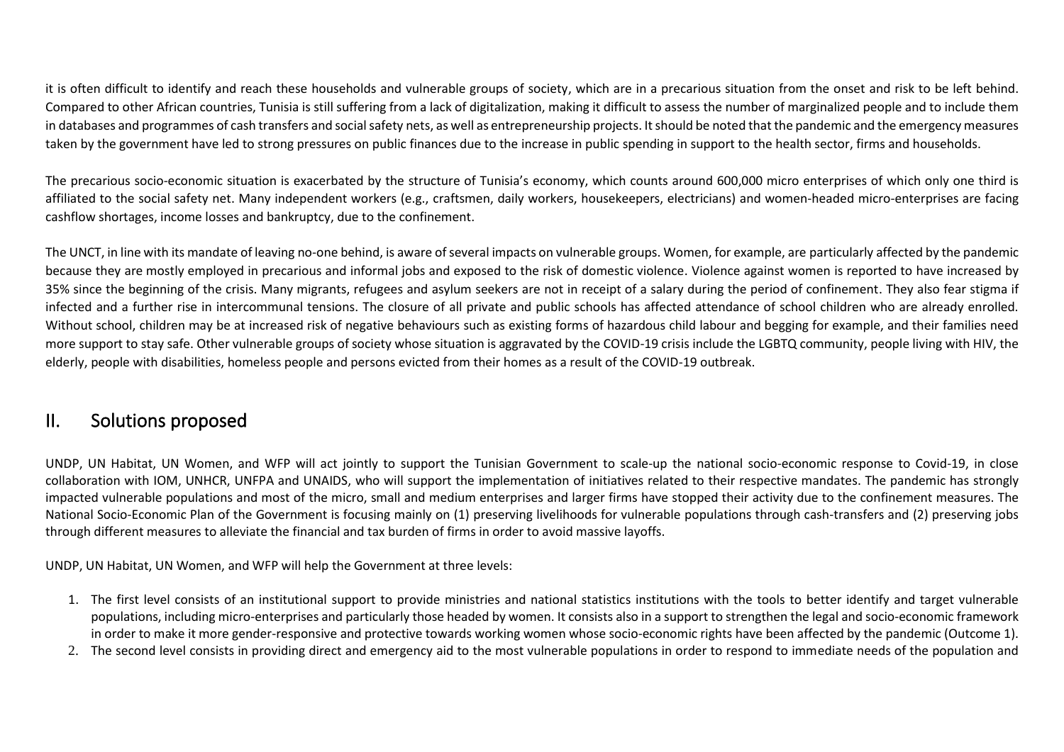it is often difficult to identify and reach these households and vulnerable groups of society, which are in a precarious situation from the onset and risk to be left behind. Compared to other African countries, Tunisia is still suffering from a lack of digitalization, making it difficult to assess the number of marginalized people and to include them in databases and programmes of cash transfers and social safety nets, as well as entrepreneurship projects. It should be noted that the pandemic and the emergency measures taken by the government have led to strong pressures on public finances due to the increase in public spending in support to the health sector, firms and households.

The precarious socio-economic situation is exacerbated by the structure of Tunisia's economy, which counts around 600,000 micro enterprises of which only one third is affiliated to the social safety net. Many independent workers (e.g., craftsmen, daily workers, housekeepers, electricians) and women-headed micro-enterprises are facing cashflow shortages, income losses and bankruptcy, due to the confinement.

The UNCT, in line with its mandate of leaving no-one behind, is aware of several impacts on vulnerable groups. Women, for example, are particularly affected by the pandemic because they are mostly employed in precarious and informal jobs and exposed to the risk of domestic violence. Violence against women is reported to have increased by 35% since the beginning of the crisis. Many migrants, refugees and asylum seekers are not in receipt of a salary during the period of confinement. They also fear stigma if infected and a further rise in intercommunal tensions. The closure of all private and public schools has affected attendance of school children who are already enrolled. Without school, children may be at increased risk of negative behaviours such as existing forms of hazardous child labour and begging for example, and their families need more support to stay safe. Other vulnerable groups of society whose situation is aggravated by the COVID-19 crisis include the LGBTQ community, people living with HIV, the elderly, people with disabilities, homeless people and persons evicted from their homes as a result of the COVID-19 outbreak.

## II. Solutions proposed

UNDP, UN Habitat, UN Women, and WFP will act jointly to support the Tunisian Government to scale-up the national socio-economic response to Covid-19, in close collaboration with IOM, UNHCR, UNFPA and UNAIDS, who will support the implementation of initiatives related to their respective mandates. The pandemic has strongly impacted vulnerable populations and most of the micro, small and medium enterprises and larger firms have stopped their activity due to the confinement measures. The National Socio-Economic Plan of the Government is focusing mainly on (1) preserving livelihoods for vulnerable populations through cash-transfers and (2) preserving jobs through different measures to alleviate the financial and tax burden of firms in order to avoid massive layoffs.

UNDP, UN Habitat, UN Women, and WFP will help the Government at three levels:

1. The first level consists of an institutional support to provide ministries and national statistics institutions with the tools to better identify and target vulnerable populations, including micro-enterprises and particularly those headed by women. It consists also in a support to strengthen the legal and socio-economic framework in order to make it more gender-responsive and protective towards working women whose socio-economic rights have been affected by the pandemic (Outcome 1).
2. The second level consists in providing direct and emergency aid to the most vulnerable populations in order to respond to immediate needs of the population and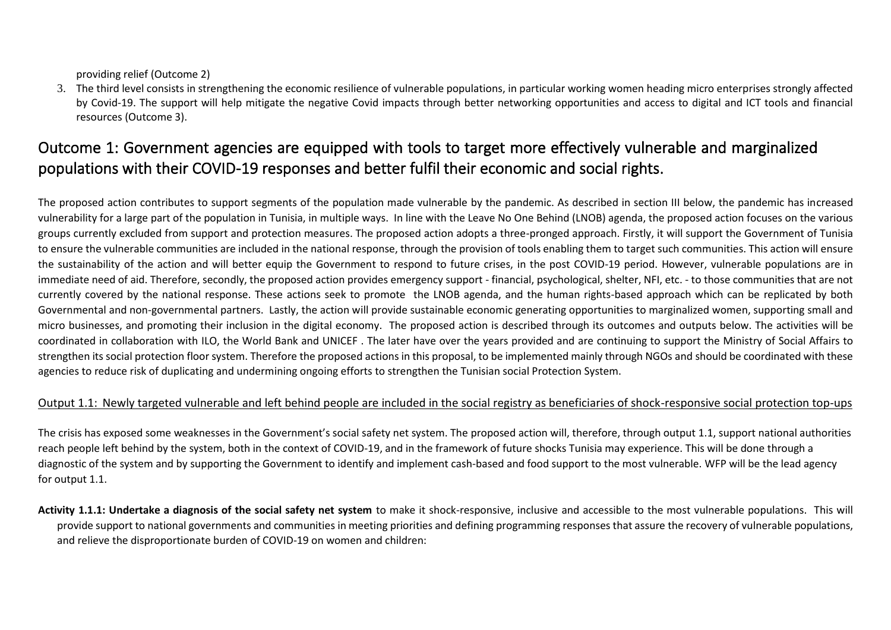providing relief (Outcome 2)

3. The third level consists in strengthening the economic resilience of vulnerable populations, in particular working women heading micro enterprises strongly affected by Covid-19. The support will help mitigate the negative Covid impacts through better networking opportunities and access to digital and ICT tools and financial resources (Outcome 3).

## Outcome 1: Government agencies are equipped with tools to target more effectively vulnerable and marginalized populations with their COVID-19 responses and better fulfil their economic and social rights.

The proposed action contributes to support segments of the population made vulnerable by the pandemic. As described in section III below, the pandemic has increased vulnerability for a large part of the population in Tunisia, in multiple ways. In line with the Leave No One Behind (LNOB) agenda, the proposed action focuses on the various groups currently excluded from support and protection measures. The proposed action adopts a three-pronged approach. Firstly, it will support the Government of Tunisia to ensure the vulnerable communities are included in the national response, through the provision of tools enabling them to target such communities. This action will ensure the sustainability of the action and will better equip the Government to respond to future crises, in the post COVID-19 period. However, vulnerable populations are in immediate need of aid. Therefore, secondly, the proposed action provides emergency support - financial, psychological, shelter, NFI, etc. - to those communities that are not currently covered by the national response. These actions seek to promote the LNOB agenda, and the human rights-based approach which can be replicated by both Governmental and non-governmental partners. Lastly, the action will provide sustainable economic generating opportunities to marginalized women, supporting small and micro businesses, and promoting their inclusion in the digital economy. The proposed action is described through its outcomes and outputs below. The activities will be coordinated in collaboration with ILO, the World Bank and UNICEF . The later have over the years provided and are continuing to support the Ministry of Social Affairs to strengthen its social protection floor system. Therefore the proposed actions in this proposal, to be implemented mainly through NGOs and should be coordinated with these agencies to reduce risk of duplicating and undermining ongoing efforts to strengthen the Tunisian social Protection System.

<u>Output 1.1: Newly targeted vulnerable and left behind people are included in the social registry as beneficiaries of shock-responsive social protection top-ups</u>

The crisis has exposed some weaknesses in the Government's social safety net system. The proposed action will, therefore, through output 1.1, support national authorities reach people left behind by the system, both in the context of COVID-19, and in the framework of future shocks Tunisia may experience. This will be done through a diagnostic of the system and by supporting the Government to identify and implement cash-based and food support to the most vulnerable. WFP will be the lead agency for output 1.1.

**Activity 1.1.1: Undertake a diagnosis of the social safety net system** to make it shock-responsive, inclusive and accessible to the most vulnerable populations. This will provide support to national governments and communities in meeting priorities and defining programming responses that assure the recovery of vulnerable populations, and relieve the disproportionate burden of COVID-19 on women and children: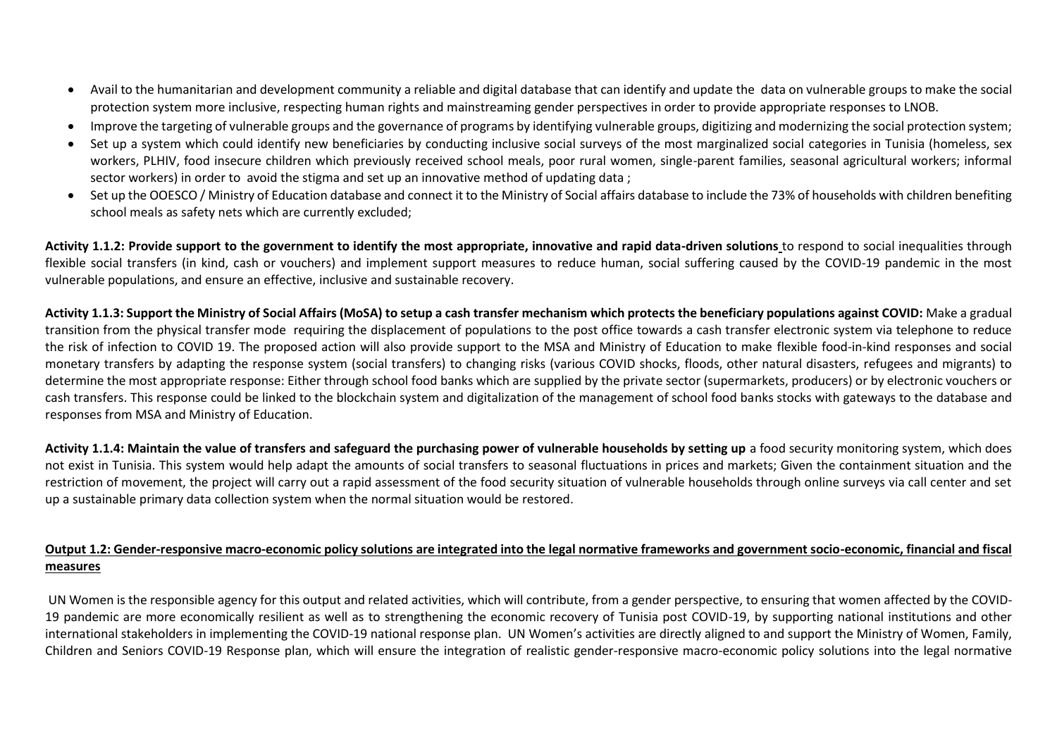- Avail to the humanitarian and development community a reliable and digital database that can identify and update the data on vulnerable groups to make the social protection system more inclusive, respecting human rights and mainstreaming gender perspectives in order to provide appropriate responses to LNOB.
- Improve the targeting of vulnerable groups and the governance of programs by identifying vulnerable groups, digitizing and modernizing the social protection system;
- Set up a system which could identify new beneficiaries by conducting inclusive social surveys of the most marginalized social categories in Tunisia (homeless, sex workers, PLHIV, food insecure children which previously received school meals, poor rural women, single-parent families, seasonal agricultural workers; informal sector workers) in order to avoid the stigma and set up an innovative method of updating data ;
- Set up the OOESCO / Ministry of Education database and connect it to the Ministry of Social affairs database to include the 73% of households with children benefiting school meals as safety nets which are currently excluded;

**Activity 1.1.2: Provide support to the government to identify the most appropriate, innovative and rapid data-driven solutions** to respond to social inequalities through flexible social transfers (in kind, cash or vouchers) and implement support measures to reduce human, social suffering caused by the COVID-19 pandemic in the most vulnerable populations, and ensure an effective, inclusive and sustainable recovery.

**Activity 1.1.3: Support the Ministry of Social Affairs (MoSA) to setup a cash transfer mechanism which protects the beneficiary populations against COVID:** Make a gradual transition from the physical transfer mode requiring the displacement of populations to the post office towards a cash transfer electronic system via telephone to reduce the risk of infection to COVID 19. The proposed action will also provide support to the MSA and Ministry of Education to make flexible food-in-kind responses and social monetary transfers by adapting the response system (social transfers) to changing risks (various COVID shocks, floods, other natural disasters, refugees and migrants) to determine the most appropriate response: Either through school food banks which are supplied by the private sector (supermarkets, producers) or by electronic vouchers or cash transfers. This response could be linked to the blockchain system and digitalization of the management of school food banks stocks with gateways to the database and responses from MSA and Ministry of Education.

**Activity 1.1.4: Maintain the value of transfers and safeguard the purchasing power of vulnerable households by setting up** a food security monitoring system, which does not exist in Tunisia. This system would help adapt the amounts of social transfers to seasonal fluctuations in prices and markets; Given the containment situation and the restriction of movement, the project will carry out a rapid assessment of the food security situation of vulnerable households through online surveys via call center and set up a sustainable primary data collection system when the normal situation would be restored.

**Output 1.2: Gender-responsive macro-economic policy solutions are integrated into the legal normative frameworks and government socio-economic, financial and fiscal measures**

UN Women is the responsible agency for this output and related activities, which will contribute, from a gender perspective, to ensuring that women affected by the COVID-19 pandemic are more economically resilient as well as to strengthening the economic recovery of Tunisia post COVID-19, by supporting national institutions and other international stakeholders in implementing the COVID-19 national response plan. UN Women's activities are directly aligned to and support the Ministry of Women, Family, Children and Seniors COVID-19 Response plan, which will ensure the integration of realistic gender-responsive macro-economic policy solutions into the legal normative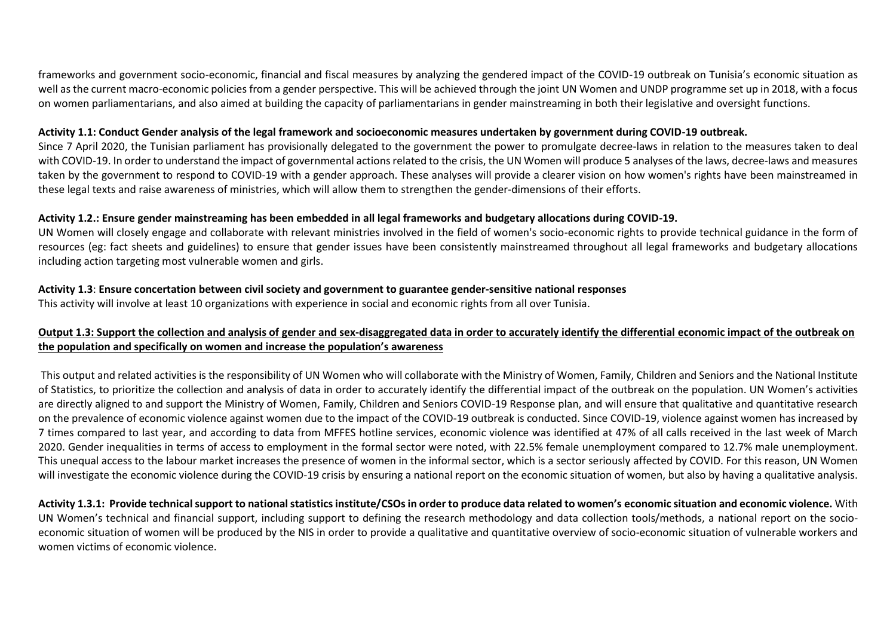frameworks and government socio-economic, financial and fiscal measures by analyzing the gendered impact of the COVID-19 outbreak on Tunisia's economic situation as well as the current macro-economic policies from a gender perspective. This will be achieved through the joint UN Women and UNDP programme set up in 2018, with a focus on women parliamentarians, and also aimed at building the capacity of parliamentarians in gender mainstreaming in both their legislative and oversight functions.

**Activity 1.1: Conduct Gender analysis of the legal framework and socioeconomic measures undertaken by government during COVID-19 outbreak.**
Since 7 April 2020, the Tunisian parliament has provisionally delegated to the government the power to promulgate decree-laws in relation to the measures taken to deal with COVID-19. In order to understand the impact of governmental actions related to the crisis, the UN Women will produce 5 analyses of the laws, decree-laws and measures taken by the government to respond to COVID-19 with a gender approach. These analyses will provide a clearer vision on how women's rights have been mainstreamed in these legal texts and raise awareness of ministries, which will allow them to strengthen the gender-dimensions of their efforts.

**Activity 1.2.: Ensure gender mainstreaming has been embedded in all legal frameworks and budgetary allocations during COVID-19.**
UN Women will closely engage and collaborate with relevant ministries involved in the field of women's socio-economic rights to provide technical guidance in the form of resources (eg: fact sheets and guidelines) to ensure that gender issues have been consistently mainstreamed throughout all legal frameworks and budgetary allocations including action targeting most vulnerable women and girls.

**Activity 1.3**: **Ensure concertation between civil society and government to guarantee gender-sensitive national responses**
This activity will involve at least 10 organizations with experience in social and economic rights from all over Tunisia.

**<u>Output 1.3: Support the collection and analysis of gender and sex-disaggregated data in order to accurately identify the differential economic impact of the outbreak on the population and specifically on women and increase the population's awareness</u>**

This output and related activities is the responsibility of UN Women who will collaborate with the Ministry of Women, Family, Children and Seniors and the National Institute of Statistics, to prioritize the collection and analysis of data in order to accurately identify the differential impact of the outbreak on the population. UN Women's activities are directly aligned to and support the Ministry of Women, Family, Children and Seniors COVID-19 Response plan, and will ensure that qualitative and quantitative research on the prevalence of economic violence against women due to the impact of the COVID-19 outbreak is conducted. Since COVID-19, violence against women has increased by 7 times compared to last year, and according to data from MFFES hotline services, economic violence was identified at 47% of all calls received in the last week of March 2020. Gender inequalities in terms of access to employment in the formal sector were noted, with 22.5% female unemployment compared to 12.7% male unemployment. This unequal access to the labour market increases the presence of women in the informal sector, which is a sector seriously affected by COVID. For this reason, UN Women will investigate the economic violence during the COVID-19 crisis by ensuring a national report on the economic situation of women, but also by having a qualitative analysis.

**Activity 1.3.1: Provide technical support to national statistics institute/CSOs in order to produce data related to women's economic situation and economic violence.** With UN Women's technical and financial support, including support to defining the research methodology and data collection tools/methods, a national report on the socio-economic situation of women will be produced by the NIS in order to provide a qualitative and quantitative overview of socio-economic situation of vulnerable workers and women victims of economic violence.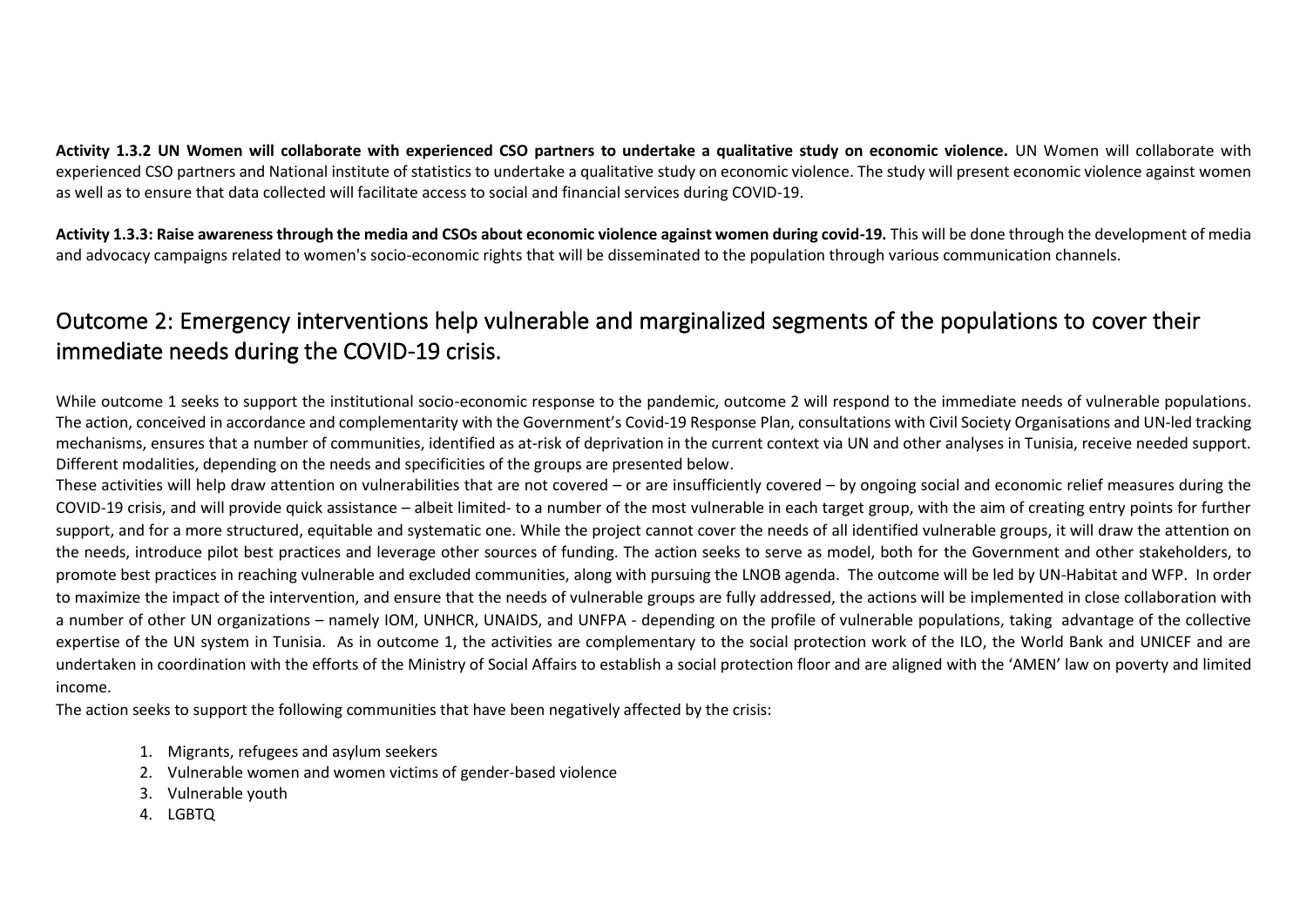**Activity 1.3.2 UN Women will collaborate with experienced CSO partners to undertake a qualitative study on economic violence.** UN Women will collaborate with experienced CSO partners and National institute of statistics to undertake a qualitative study on economic violence. The study will present economic violence against women as well as to ensure that data collected will facilitate access to social and financial services during COVID-19.

**Activity 1.3.3: Raise awareness through the media and CSOs about economic violence against women during covid-19.** This will be done through the development of media and advocacy campaigns related to women's socio-economic rights that will be disseminated to the population through various communication channels.

## Outcome 2: Emergency interventions help vulnerable and marginalized segments of the populations to cover their immediate needs during the COVID-19 crisis.

While outcome 1 seeks to support the institutional socio-economic response to the pandemic, outcome 2 will respond to the immediate needs of vulnerable populations. The action, conceived in accordance and complementarity with the Government's Covid-19 Response Plan, consultations with Civil Society Organisations and UN-led tracking mechanisms, ensures that a number of communities, identified as at-risk of deprivation in the current context via UN and other analyses in Tunisia, receive needed support. Different modalities, depending on the needs and specificities of the groups are presented below.

These activities will help draw attention on vulnerabilities that are not covered – or are insufficiently covered – by ongoing social and economic relief measures during the COVID-19 crisis, and will provide quick assistance – albeit limited- to a number of the most vulnerable in each target group, with the aim of creating entry points for further support, and for a more structured, equitable and systematic one. While the project cannot cover the needs of all identified vulnerable groups, it will draw the attention on the needs, introduce pilot best practices and leverage other sources of funding. The action seeks to serve as model, both for the Government and other stakeholders, to promote best practices in reaching vulnerable and excluded communities, along with pursuing the LNOB agenda. The outcome will be led by UN-Habitat and WFP. In order to maximize the impact of the intervention, and ensure that the needs of vulnerable groups are fully addressed, the actions will be implemented in close collaboration with a number of other UN organizations – namely IOM, UNHCR, UNAIDS, and UNFPA - depending on the profile of vulnerable populations, taking advantage of the collective expertise of the UN system in Tunisia. As in outcome 1, the activities are complementary to the social protection work of the ILO, the World Bank and UNICEF and are undertaken in coordination with the efforts of the Ministry of Social Affairs to establish a social protection floor and are aligned with the 'AMEN' law on poverty and limited income.

The action seeks to support the following communities that have been negatively affected by the crisis:

1. Migrants, refugees and asylum seekers
2. Vulnerable women and women victims of gender-based violence
3. Vulnerable youth
4. LGBTQ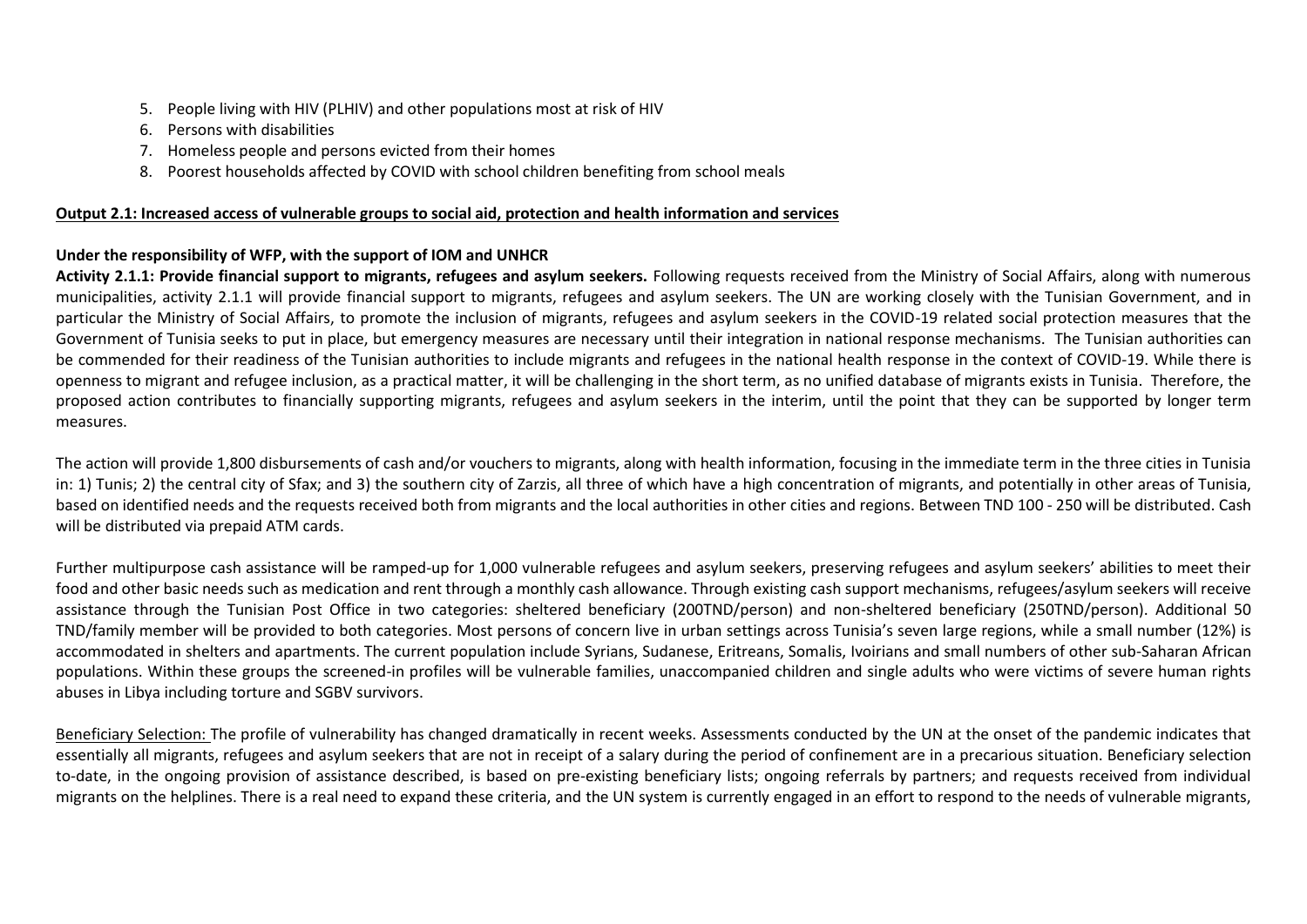5. People living with HIV (PLHIV) and other populations most at risk of HIV
6. Persons with disabilities
7. Homeless people and persons evicted from their homes
8. Poorest households affected by COVID with school children benefiting from school meals

**Output 2.1: Increased access of vulnerable groups to social aid, protection and health information and services**

**Under the responsibility of WFP, with the support of IOM and UNHCR**

**Activity 2.1.1: Provide financial support to migrants, refugees and asylum seekers.** Following requests received from the Ministry of Social Affairs, along with numerous municipalities, activity 2.1.1 will provide financial support to migrants, refugees and asylum seekers. The UN are working closely with the Tunisian Government, and in particular the Ministry of Social Affairs, to promote the inclusion of migrants, refugees and asylum seekers in the COVID-19 related social protection measures that the Government of Tunisia seeks to put in place, but emergency measures are necessary until their integration in national response mechanisms. The Tunisian authorities can be commended for their readiness of the Tunisian authorities to include migrants and refugees in the national health response in the context of COVID-19. While there is openness to migrant and refugee inclusion, as a practical matter, it will be challenging in the short term, as no unified database of migrants exists in Tunisia. Therefore, the proposed action contributes to financially supporting migrants, refugees and asylum seekers in the interim, until the point that they can be supported by longer term measures.

The action will provide 1,800 disbursements of cash and/or vouchers to migrants, along with health information, focusing in the immediate term in the three cities in Tunisia in: 1) Tunis; 2) the central city of Sfax; and 3) the southern city of Zarzis, all three of which have a high concentration of migrants, and potentially in other areas of Tunisia, based on identified needs and the requests received both from migrants and the local authorities in other cities and regions. Between TND 100 - 250 will be distributed. Cash will be distributed via prepaid ATM cards.

Further multipurpose cash assistance will be ramped-up for 1,000 vulnerable refugees and asylum seekers, preserving refugees and asylum seekers' abilities to meet their food and other basic needs such as medication and rent through a monthly cash allowance. Through existing cash support mechanisms, refugees/asylum seekers will receive assistance through the Tunisian Post Office in two categories: sheltered beneficiary (200TND/person) and non-sheltered beneficiary (250TND/person). Additional 50 TND/family member will be provided to both categories. Most persons of concern live in urban settings across Tunisia's seven large regions, while a small number (12%) is accommodated in shelters and apartments. The current population include Syrians, Sudanese, Eritreans, Somalis, Ivoirians and small numbers of other sub-Saharan African populations. Within these groups the screened-in profiles will be vulnerable families, unaccompanied children and single adults who were victims of severe human rights abuses in Libya including torture and SGBV survivors.

Beneficiary Selection: The profile of vulnerability has changed dramatically in recent weeks. Assessments conducted by the UN at the onset of the pandemic indicates that essentially all migrants, refugees and asylum seekers that are not in receipt of a salary during the period of confinement are in a precarious situation. Beneficiary selection to-date, in the ongoing provision of assistance described, is based on pre-existing beneficiary lists; ongoing referrals by partners; and requests received from individual migrants on the helplines. There is a real need to expand these criteria, and the UN system is currently engaged in an effort to respond to the needs of vulnerable migrants,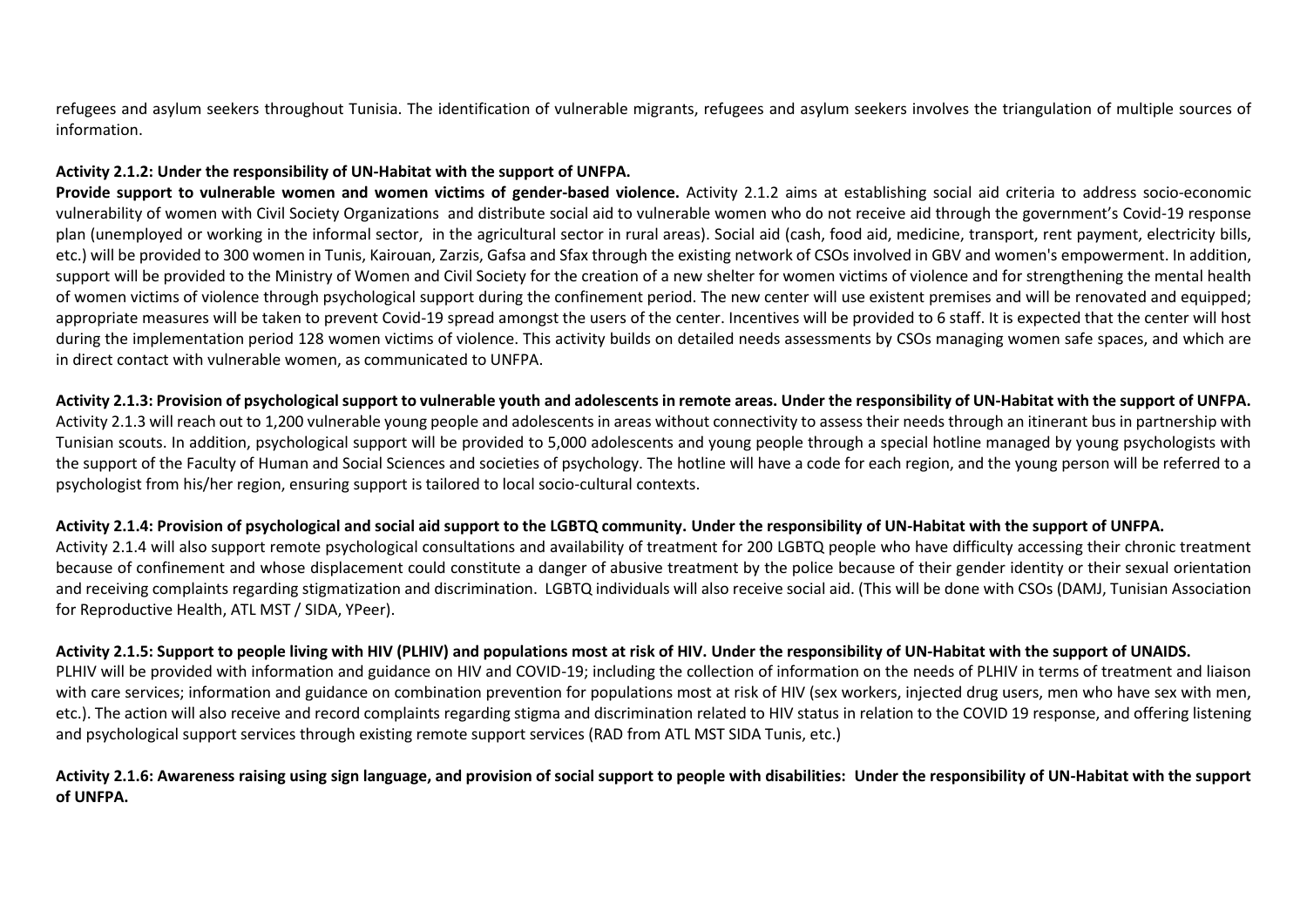refugees and asylum seekers throughout Tunisia. The identification of vulnerable migrants, refugees and asylum seekers involves the triangulation of multiple sources of information.

**Activity 2.1.2: Under the responsibility of UN-Habitat with the support of UNFPA.**

**Provide support to vulnerable women and women victims of gender-based violence.** Activity 2.1.2 aims at establishing social aid criteria to address socio-economic vulnerability of women with Civil Society Organizations and distribute social aid to vulnerable women who do not receive aid through the government's Covid-19 response plan (unemployed or working in the informal sector, in the agricultural sector in rural areas). Social aid (cash, food aid, medicine, transport, rent payment, electricity bills, etc.) will be provided to 300 women in Tunis, Kairouan, Zarzis, Gafsa and Sfax through the existing network of CSOs involved in GBV and women's empowerment. In addition, support will be provided to the Ministry of Women and Civil Society for the creation of a new shelter for women victims of violence and for strengthening the mental health of women victims of violence through psychological support during the confinement period. The new center will use existent premises and will be renovated and equipped; appropriate measures will be taken to prevent Covid-19 spread amongst the users of the center. Incentives will be provided to 6 staff. It is expected that the center will host during the implementation period 128 women victims of violence. This activity builds on detailed needs assessments by CSOs managing women safe spaces, and which are in direct contact with vulnerable women, as communicated to UNFPA.

**Activity 2.1.3: Provision of psychological support to vulnerable youth and adolescents in remote areas. Under the responsibility of UN-Habitat with the support of UNFPA.**
Activity 2.1.3 will reach out to 1,200 vulnerable young people and adolescents in areas without connectivity to assess their needs through an itinerant bus in partnership with Tunisian scouts. In addition, psychological support will be provided to 5,000 adolescents and young people through a special hotline managed by young psychologists with the support of the Faculty of Human and Social Sciences and societies of psychology. The hotline will have a code for each region, and the young person will be referred to a psychologist from his/her region, ensuring support is tailored to local socio-cultural contexts.

**Activity 2.1.4: Provision of psychological and social aid support to the LGBTQ community. Under the responsibility of UN-Habitat with the support of UNFPA.**
Activity 2.1.4 will also support remote psychological consultations and availability of treatment for 200 LGBTQ people who have difficulty accessing their chronic treatment because of confinement and whose displacement could constitute a danger of abusive treatment by the police because of their gender identity or their sexual orientation and receiving complaints regarding stigmatization and discrimination. LGBTQ individuals will also receive social aid. (This will be done with CSOs (DAMJ, Tunisian Association for Reproductive Health, ATL MST / SIDA, YPeer).

**Activity 2.1.5: Support to people living with HIV (PLHIV) and populations most at risk of HIV. Under the responsibility of UN-Habitat with the support of UNAIDS.**
PLHIV will be provided with information and guidance on HIV and COVID-19; including the collection of information on the needs of PLHIV in terms of treatment and liaison with care services; information and guidance on combination prevention for populations most at risk of HIV (sex workers, injected drug users, men who have sex with men, etc.). The action will also receive and record complaints regarding stigma and discrimination related to HIV status in relation to the COVID 19 response, and offering listening and psychological support services through existing remote support services (RAD from ATL MST SIDA Tunis, etc.)

**Activity 2.1.6: Awareness raising using sign language, and provision of social support to people with disabilities: Under the responsibility of UN-Habitat with the support of UNFPA.**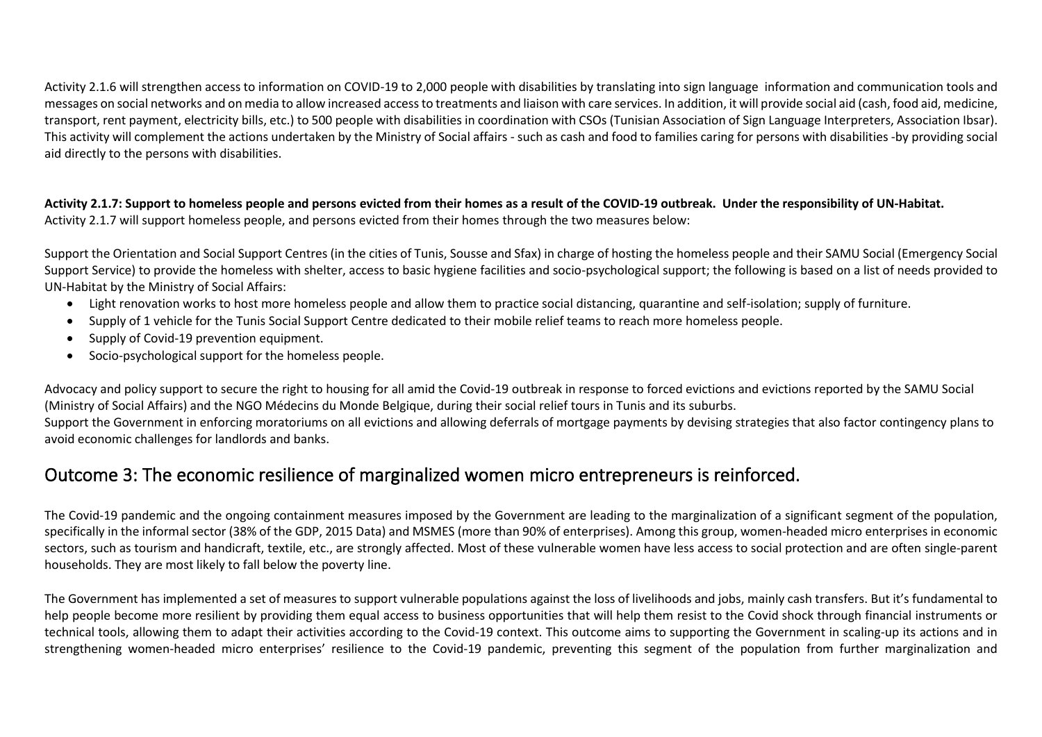Activity 2.1.6 will strengthen access to information on COVID-19 to 2,000 people with disabilities by translating into sign language information and communication tools and messages on social networks and on media to allow increased access to treatments and liaison with care services. In addition, it will provide social aid (cash, food aid, medicine, transport, rent payment, electricity bills, etc.) to 500 people with disabilities in coordination with CSOs (Tunisian Association of Sign Language Interpreters, Association Ibsar). This activity will complement the actions undertaken by the Ministry of Social affairs - such as cash and food to families caring for persons with disabilities -by providing social aid directly to the persons with disabilities.

**Activity 2.1.7: Support to homeless people and persons evicted from their homes as a result of the COVID-19 outbreak. Under the responsibility of UN-Habitat.**
Activity 2.1.7 will support homeless people, and persons evicted from their homes through the two measures below:

Support the Orientation and Social Support Centres (in the cities of Tunis, Sousse and Sfax) in charge of hosting the homeless people and their SAMU Social (Emergency Social Support Service) to provide the homeless with shelter, access to basic hygiene facilities and socio-psychological support; the following is based on a list of needs provided to UN-Habitat by the Ministry of Social Affairs:

- Light renovation works to host more homeless people and allow them to practice social distancing, quarantine and self-isolation; supply of furniture.
- Supply of 1 vehicle for the Tunis Social Support Centre dedicated to their mobile relief teams to reach more homeless people.
- Supply of Covid-19 prevention equipment.
- Socio-psychological support for the homeless people.

Advocacy and policy support to secure the right to housing for all amid the Covid-19 outbreak in response to forced evictions and evictions reported by the SAMU Social (Ministry of Social Affairs) and the NGO Médecins du Monde Belgique, during their social relief tours in Tunis and its suburbs.
Support the Government in enforcing moratoriums on all evictions and allowing deferrals of mortgage payments by devising strategies that also factor contingency plans to avoid economic challenges for landlords and banks.

## Outcome 3: The economic resilience of marginalized women micro entrepreneurs is reinforced.

The Covid-19 pandemic and the ongoing containment measures imposed by the Government are leading to the marginalization of a significant segment of the population, specifically in the informal sector (38% of the GDP, 2015 Data) and MSMES (more than 90% of enterprises). Among this group, women-headed micro enterprises in economic sectors, such as tourism and handicraft, textile, etc., are strongly affected. Most of these vulnerable women have less access to social protection and are often single-parent households. They are most likely to fall below the poverty line.

The Government has implemented a set of measures to support vulnerable populations against the loss of livelihoods and jobs, mainly cash transfers. But it's fundamental to help people become more resilient by providing them equal access to business opportunities that will help them resist to the Covid shock through financial instruments or technical tools, allowing them to adapt their activities according to the Covid-19 context. This outcome aims to supporting the Government in scaling-up its actions and in strengthening women-headed micro enterprises' resilience to the Covid-19 pandemic, preventing this segment of the population from further marginalization and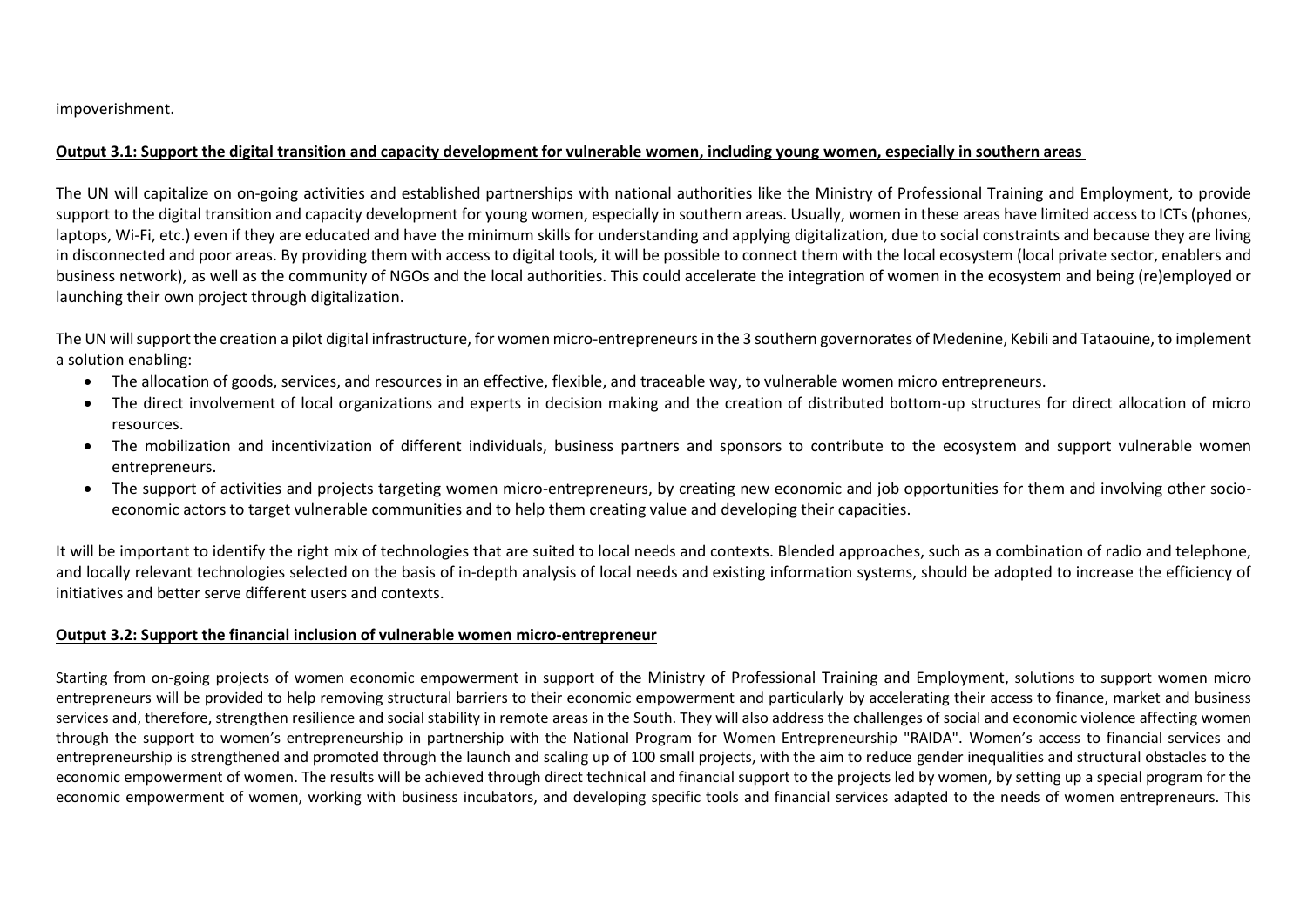impoverishment.

**Output 3.1: Support the digital transition and capacity development for vulnerable women, including young women, especially in southern areas**

The UN will capitalize on on-going activities and established partnerships with national authorities like the Ministry of Professional Training and Employment, to provide support to the digital transition and capacity development for young women, especially in southern areas. Usually, women in these areas have limited access to ICTs (phones, laptops, Wi-Fi, etc.) even if they are educated and have the minimum skills for understanding and applying digitalization, due to social constraints and because they are living in disconnected and poor areas. By providing them with access to digital tools, it will be possible to connect them with the local ecosystem (local private sector, enablers and business network), as well as the community of NGOs and the local authorities. This could accelerate the integration of women in the ecosystem and being (re)employed or launching their own project through digitalization.

The UN will support the creation a pilot digital infrastructure, for women micro-entrepreneurs in the 3 southern governorates of Medenine, Kebili and Tataouine, to implement a solution enabling:

- The allocation of goods, services, and resources in an effective, flexible, and traceable way, to vulnerable women micro entrepreneurs.
- The direct involvement of local organizations and experts in decision making and the creation of distributed bottom-up structures for direct allocation of micro resources.
- The mobilization and incentivization of different individuals, business partners and sponsors to contribute to the ecosystem and support vulnerable women entrepreneurs.
- The support of activities and projects targeting women micro-entrepreneurs, by creating new economic and job opportunities for them and involving other socio-economic actors to target vulnerable communities and to help them creating value and developing their capacities.

It will be important to identify the right mix of technologies that are suited to local needs and contexts. Blended approaches, such as a combination of radio and telephone, and locally relevant technologies selected on the basis of in-depth analysis of local needs and existing information systems, should be adopted to increase the efficiency of initiatives and better serve different users and contexts.

**Output 3.2: Support the financial inclusion of vulnerable women micro-entrepreneur**

Starting from on-going projects of women economic empowerment in support of the Ministry of Professional Training and Employment, solutions to support women micro entrepreneurs will be provided to help removing structural barriers to their economic empowerment and particularly by accelerating their access to finance, market and business services and, therefore, strengthen resilience and social stability in remote areas in the South. They will also address the challenges of social and economic violence affecting women through the support to women's entrepreneurship in partnership with the National Program for Women Entrepreneurship "RAIDA". Women's access to financial services and entrepreneurship is strengthened and promoted through the launch and scaling up of 100 small projects, with the aim to reduce gender inequalities and structural obstacles to the economic empowerment of women. The results will be achieved through direct technical and financial support to the projects led by women, by setting up a special program for the economic empowerment of women, working with business incubators, and developing specific tools and financial services adapted to the needs of women entrepreneurs. This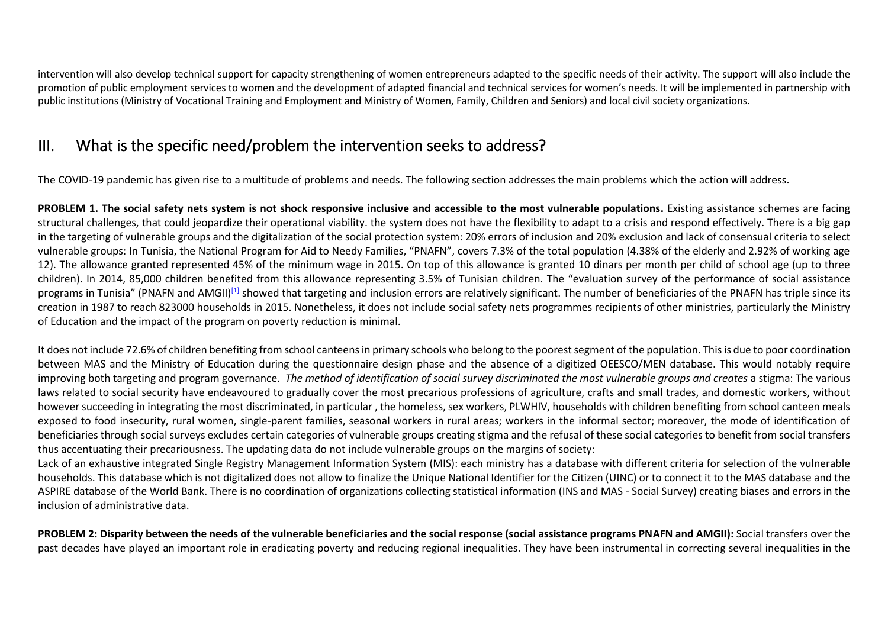intervention will also develop technical support for capacity strengthening of women entrepreneurs adapted to the specific needs of their activity. The support will also include the promotion of public employment services to women and the development of adapted financial and technical services for women's needs. It will be implemented in partnership with public institutions (Ministry of Vocational Training and Employment and Ministry of Women, Family, Children and Seniors) and local civil society organizations.

## III. What is the specific need/problem the intervention seeks to address?

The COVID-19 pandemic has given rise to a multitude of problems and needs. The following section addresses the main problems which the action will address.

**PROBLEM 1. The social safety nets system is not shock responsive inclusive and accessible to the most vulnerable populations.** Existing assistance schemes are facing structural challenges, that could jeopardize their operational viability. the system does not have the flexibility to adapt to a crisis and respond effectively. There is a big gap in the targeting of vulnerable groups and the digitalization of the social protection system: 20% errors of inclusion and 20% exclusion and lack of consensual criteria to select vulnerable groups: In Tunisia, the National Program for Aid to Needy Families, "PNAFN", covers 7.3% of the total population (4.38% of the elderly and 2.92% of working age 12). The allowance granted represented 45% of the minimum wage in 2015. On top of this allowance is granted 10 dinars per month per child of school age (up to three children). In 2014, 85,000 children benefited from this allowance representing 3.5% of Tunisian children. The "evaluation survey of the performance of social assistance programs in Tunisia" (PNAFN and AMGII)[1] showed that targeting and inclusion errors are relatively significant. The number of beneficiaries of the PNAFN has triple since its creation in 1987 to reach 823000 households in 2015. Nonetheless, it does not include social safety nets programmes recipients of other ministries, particularly the Ministry of Education and the impact of the program on poverty reduction is minimal.

It does not include 72.6% of children benefiting from school canteens in primary schools who belong to the poorest segment of the population. This is due to poor coordination between MAS and the Ministry of Education during the questionnaire design phase and the absence of a digitized OEESCO/MEN database. This would notably require improving both targeting and program governance. *The method of identification of social survey discriminated the most vulnerable groups and creates* a stigma: The various laws related to social security have endeavoured to gradually cover the most precarious professions of agriculture, crafts and small trades, and domestic workers, without however succeeding in integrating the most discriminated, in particular , the homeless, sex workers, PLWHIV, households with children benefiting from school canteen meals exposed to food insecurity, rural women, single-parent families, seasonal workers in rural areas; workers in the informal sector; moreover, the mode of identification of beneficiaries through social surveys excludes certain categories of vulnerable groups creating stigma and the refusal of these social categories to benefit from social transfers thus accentuating their precariousness. The updating data do not include vulnerable groups on the margins of society:

Lack of an exhaustive integrated Single Registry Management Information System (MIS): each ministry has a database with different criteria for selection of the vulnerable households. This database which is not digitalized does not allow to finalize the Unique National Identifier for the Citizen (UINC) or to connect it to the MAS database and the ASPIRE database of the World Bank. There is no coordination of organizations collecting statistical information (INS and MAS - Social Survey) creating biases and errors in the inclusion of administrative data.

**PROBLEM 2: Disparity between the needs of the vulnerable beneficiaries and the social response (social assistance programs PNAFN and AMGII):** Social transfers over the past decades have played an important role in eradicating poverty and reducing regional inequalities. They have been instrumental in correcting several inequalities in the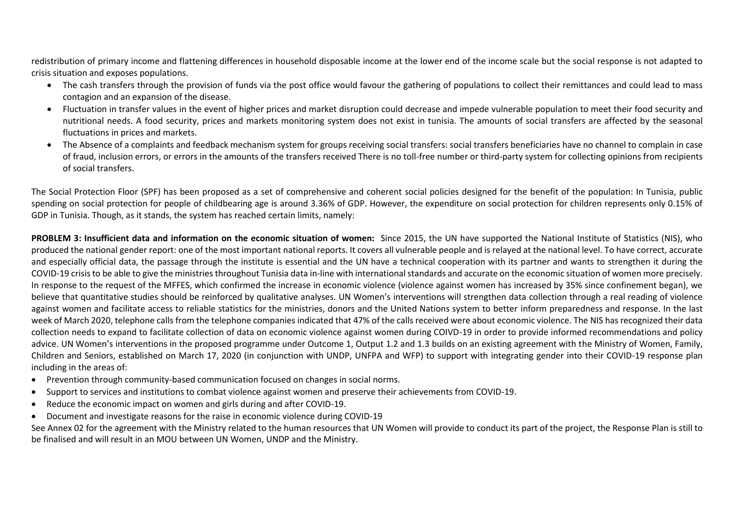redistribution of primary income and flattening differences in household disposable income at the lower end of the income scale but the social response is not adapted to crisis situation and exposes populations.

- The cash transfers through the provision of funds via the post office would favour the gathering of populations to collect their remittances and could lead to mass contagion and an expansion of the disease.
- Fluctuation in transfer values in the event of higher prices and market disruption could decrease and impede vulnerable population to meet their food security and nutritional needs. A food security, prices and markets monitoring system does not exist in tunisia. The amounts of social transfers are affected by the seasonal fluctuations in prices and markets.
- The Absence of a complaints and feedback mechanism system for groups receiving social transfers: social transfers beneficiaries have no channel to complain in case of fraud, inclusion errors, or errors in the amounts of the transfers received There is no toll-free number or third-party system for collecting opinions from recipients of social transfers.

The Social Protection Floor (SPF) has been proposed as a set of comprehensive and coherent social policies designed for the benefit of the population: In Tunisia, public spending on social protection for people of childbearing age is around 3.36% of GDP. However, the expenditure on social protection for children represents only 0.15% of GDP in Tunisia. Though, as it stands, the system has reached certain limits, namely:

**PROBLEM 3: Insufficient data and information on the economic situation of women:** Since 2015, the UN have supported the National Institute of Statistics (NIS), who produced the national gender report: one of the most important national reports. It covers all vulnerable people and is relayed at the national level. To have correct, accurate and especially official data, the passage through the institute is essential and the UN have a technical cooperation with its partner and wants to strengthen it during the COVID-19 crisis to be able to give the ministries throughout Tunisia data in-line with international standards and accurate on the economic situation of women more precisely. In response to the request of the MFFES, which confirmed the increase in economic violence (violence against women has increased by 35% since confinement began), we believe that quantitative studies should be reinforced by qualitative analyses. UN Women's interventions will strengthen data collection through a real reading of violence against women and facilitate access to reliable statistics for the ministries, donors and the United Nations system to better inform preparedness and response. In the last week of March 2020, telephone calls from the telephone companies indicated that 47% of the calls received were about economic violence. The NIS has recognized their data collection needs to expand to facilitate collection of data on economic violence against women during COIVD-19 in order to provide informed recommendations and policy advice. UN Women's interventions in the proposed programme under Outcome 1, Output 1.2 and 1.3 builds on an existing agreement with the Ministry of Women, Family, Children and Seniors, established on March 17, 2020 (in conjunction with UNDP, UNFPA and WFP) to support with integrating gender into their COVID-19 response plan including in the areas of:

- Prevention through community-based communication focused on changes in social norms.
- Support to services and institutions to combat violence against women and preserve their achievements from COVID-19.
- Reduce the economic impact on women and girls during and after COVID-19.
- Document and investigate reasons for the raise in economic violence during COVID-19

See Annex 02 for the agreement with the Ministry related to the human resources that UN Women will provide to conduct its part of the project, the Response Plan is still to be finalised and will result in an MOU between UN Women, UNDP and the Ministry.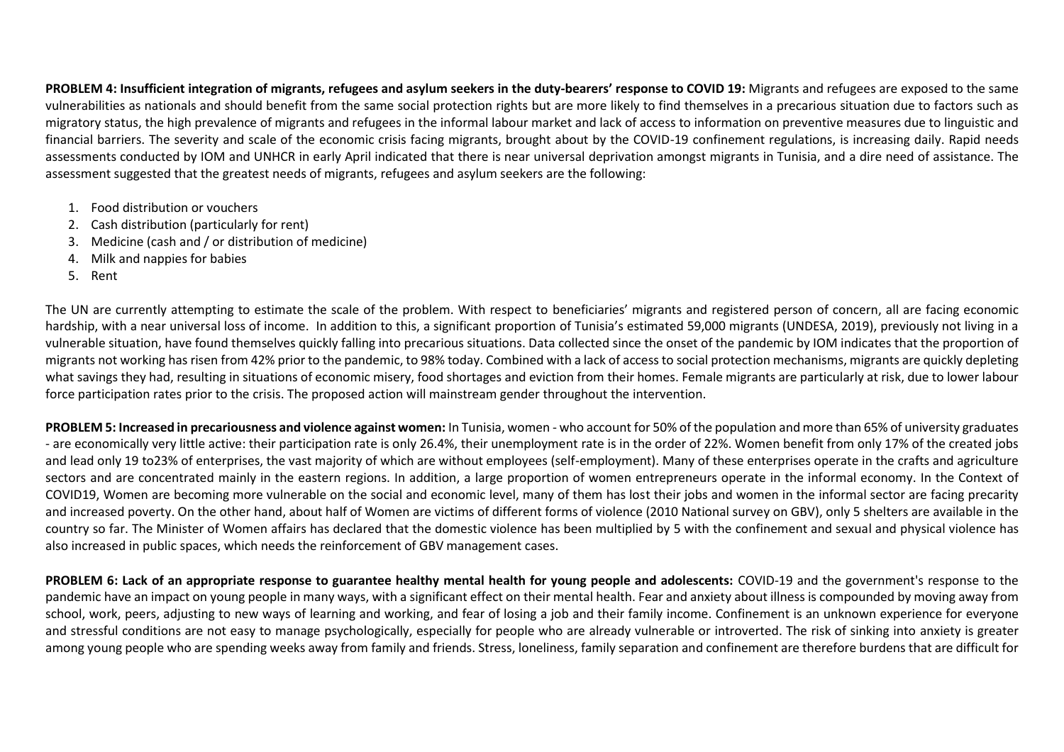**PROBLEM 4: Insufficient integration of migrants, refugees and asylum seekers in the duty-bearers' response to COVID 19:** Migrants and refugees are exposed to the same vulnerabilities as nationals and should benefit from the same social protection rights but are more likely to find themselves in a precarious situation due to factors such as migratory status, the high prevalence of migrants and refugees in the informal labour market and lack of access to information on preventive measures due to linguistic and financial barriers. The severity and scale of the economic crisis facing migrants, brought about by the COVID-19 confinement regulations, is increasing daily. Rapid needs assessments conducted by IOM and UNHCR in early April indicated that there is near universal deprivation amongst migrants in Tunisia, and a dire need of assistance. The assessment suggested that the greatest needs of migrants, refugees and asylum seekers are the following:

1. Food distribution or vouchers
2. Cash distribution (particularly for rent)
3. Medicine (cash and / or distribution of medicine)
4. Milk and nappies for babies
5. Rent

The UN are currently attempting to estimate the scale of the problem. With respect to beneficiaries' migrants and registered person of concern, all are facing economic hardship, with a near universal loss of income. In addition to this, a significant proportion of Tunisia's estimated 59,000 migrants (UNDESA, 2019), previously not living in a vulnerable situation, have found themselves quickly falling into precarious situations. Data collected since the onset of the pandemic by IOM indicates that the proportion of migrants not working has risen from 42% prior to the pandemic, to 98% today. Combined with a lack of access to social protection mechanisms, migrants are quickly depleting what savings they had, resulting in situations of economic misery, food shortages and eviction from their homes. Female migrants are particularly at risk, due to lower labour force participation rates prior to the crisis. The proposed action will mainstream gender throughout the intervention.

**PROBLEM 5: Increased in precariousness and violence against women:** In Tunisia, women - who account for 50% of the population and more than 65% of university graduates - are economically very little active: their participation rate is only 26.4%, their unemployment rate is in the order of 22%. Women benefit from only 17% of the created jobs and lead only 19 to23% of enterprises, the vast majority of which are without employees (self-employment). Many of these enterprises operate in the crafts and agriculture sectors and are concentrated mainly in the eastern regions. In addition, a large proportion of women entrepreneurs operate in the informal economy. In the Context of COVID19, Women are becoming more vulnerable on the social and economic level, many of them has lost their jobs and women in the informal sector are facing precarity and increased poverty. On the other hand, about half of Women are victims of different forms of violence (2010 National survey on GBV), only 5 shelters are available in the country so far. The Minister of Women affairs has declared that the domestic violence has been multiplied by 5 with the confinement and sexual and physical violence has also increased in public spaces, which needs the reinforcement of GBV management cases.

**PROBLEM 6: Lack of an appropriate response to guarantee healthy mental health for young people and adolescents:** COVID-19 and the government's response to the pandemic have an impact on young people in many ways, with a significant effect on their mental health. Fear and anxiety about illness is compounded by moving away from school, work, peers, adjusting to new ways of learning and working, and fear of losing a job and their family income. Confinement is an unknown experience for everyone and stressful conditions are not easy to manage psychologically, especially for people who are already vulnerable or introverted. The risk of sinking into anxiety is greater among young people who are spending weeks away from family and friends. Stress, loneliness, family separation and confinement are therefore burdens that are difficult for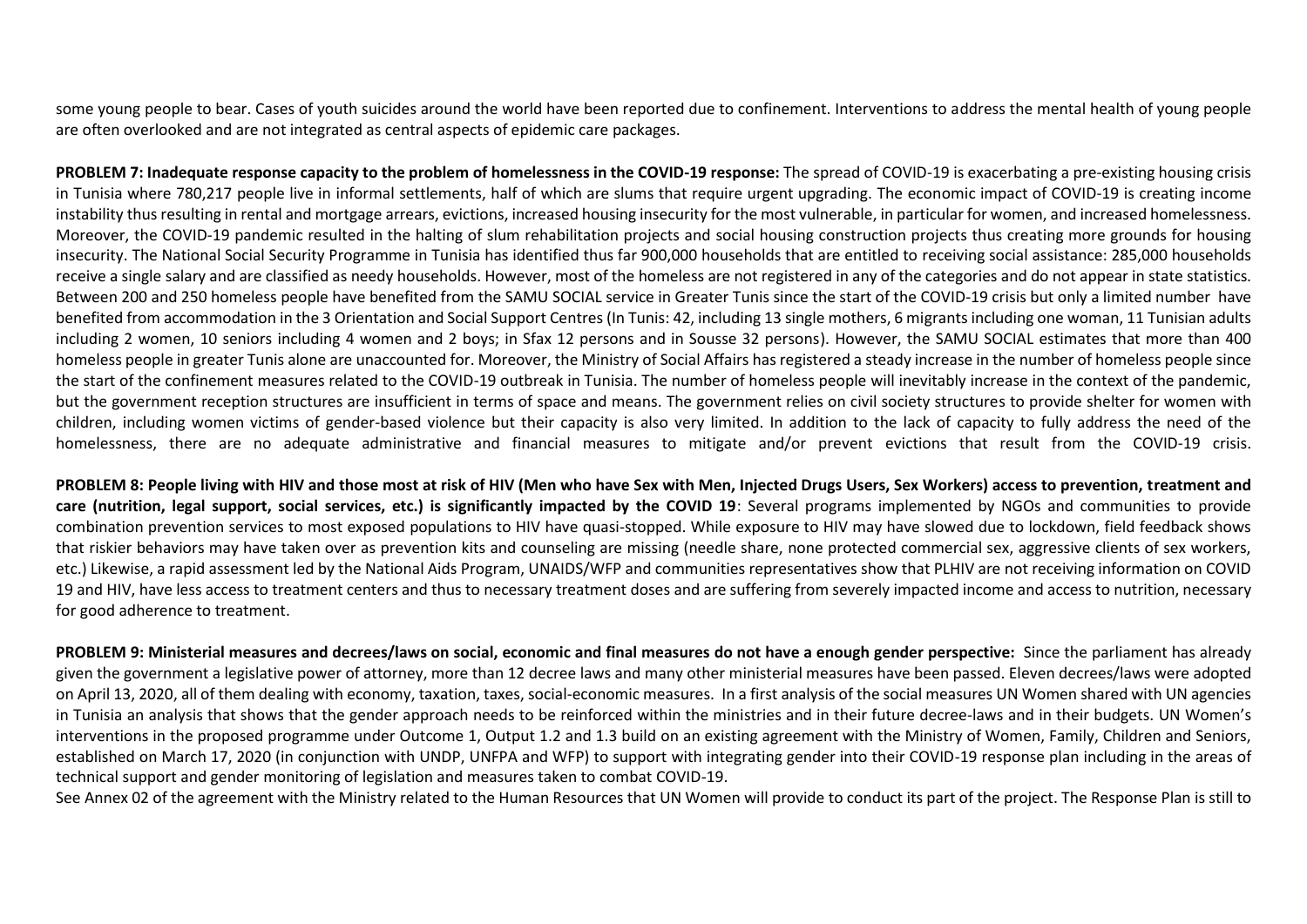some young people to bear. Cases of youth suicides around the world have been reported due to confinement. Interventions to address the mental health of young people are often overlooked and are not integrated as central aspects of epidemic care packages.

**PROBLEM 7: Inadequate response capacity to the problem of homelessness in the COVID-19 response:** The spread of COVID-19 is exacerbating a pre-existing housing crisis in Tunisia where 780,217 people live in informal settlements, half of which are slums that require urgent upgrading. The economic impact of COVID-19 is creating income instability thus resulting in rental and mortgage arrears, evictions, increased housing insecurity for the most vulnerable, in particular for women, and increased homelessness. Moreover, the COVID-19 pandemic resulted in the halting of slum rehabilitation projects and social housing construction projects thus creating more grounds for housing insecurity. The National Social Security Programme in Tunisia has identified thus far 900,000 households that are entitled to receiving social assistance: 285,000 households receive a single salary and are classified as needy households. However, most of the homeless are not registered in any of the categories and do not appear in state statistics. Between 200 and 250 homeless people have benefited from the SAMU SOCIAL service in Greater Tunis since the start of the COVID-19 crisis but only a limited number have benefited from accommodation in the 3 Orientation and Social Support Centres (In Tunis: 42, including 13 single mothers, 6 migrants including one woman, 11 Tunisian adults including 2 women, 10 seniors including 4 women and 2 boys; in Sfax 12 persons and in Sousse 32 persons). However, the SAMU SOCIAL estimates that more than 400 homeless people in greater Tunis alone are unaccounted for. Moreover, the Ministry of Social Affairs has registered a steady increase in the number of homeless people since the start of the confinement measures related to the COVID-19 outbreak in Tunisia. The number of homeless people will inevitably increase in the context of the pandemic, but the government reception structures are insufficient in terms of space and means. The government relies on civil society structures to provide shelter for women with children, including women victims of gender-based violence but their capacity is also very limited. In addition to the lack of capacity to fully address the need of the homelessness, there are no adequate administrative and financial measures to mitigate and/or prevent evictions that result from the COVID-19 crisis.

**PROBLEM 8: People living with HIV and those most at risk of HIV (Men who have Sex with Men, Injected Drugs Users, Sex Workers) access to prevention, treatment and care (nutrition, legal support, social services, etc.) is significantly impacted by the COVID 19**: Several programs implemented by NGOs and communities to provide combination prevention services to most exposed populations to HIV have quasi-stopped. While exposure to HIV may have slowed due to lockdown, field feedback shows that riskier behaviors may have taken over as prevention kits and counseling are missing (needle share, none protected commercial sex, aggressive clients of sex workers, etc.) Likewise, a rapid assessment led by the National Aids Program, UNAIDS/WFP and communities representatives show that PLHIV are not receiving information on COVID 19 and HIV, have less access to treatment centers and thus to necessary treatment doses and are suffering from severely impacted income and access to nutrition, necessary for good adherence to treatment.

**PROBLEM 9: Ministerial measures and decrees/laws on social, economic and final measures do not have a enough gender perspective:** Since the parliament has already given the government a legislative power of attorney, more than 12 decree laws and many other ministerial measures have been passed. Eleven decrees/laws were adopted on April 13, 2020, all of them dealing with economy, taxation, taxes, social-economic measures. In a first analysis of the social measures UN Women shared with UN agencies in Tunisia an analysis that shows that the gender approach needs to be reinforced within the ministries and in their future decree-laws and in their budgets. UN Women's interventions in the proposed programme under Outcome 1, Output 1.2 and 1.3 build on an existing agreement with the Ministry of Women, Family, Children and Seniors, established on March 17, 2020 (in conjunction with UNDP, UNFPA and WFP) to support with integrating gender into their COVID-19 response plan including in the areas of technical support and gender monitoring of legislation and measures taken to combat COVID-19.

See Annex 02 of the agreement with the Ministry related to the Human Resources that UN Women will provide to conduct its part of the project. The Response Plan is still to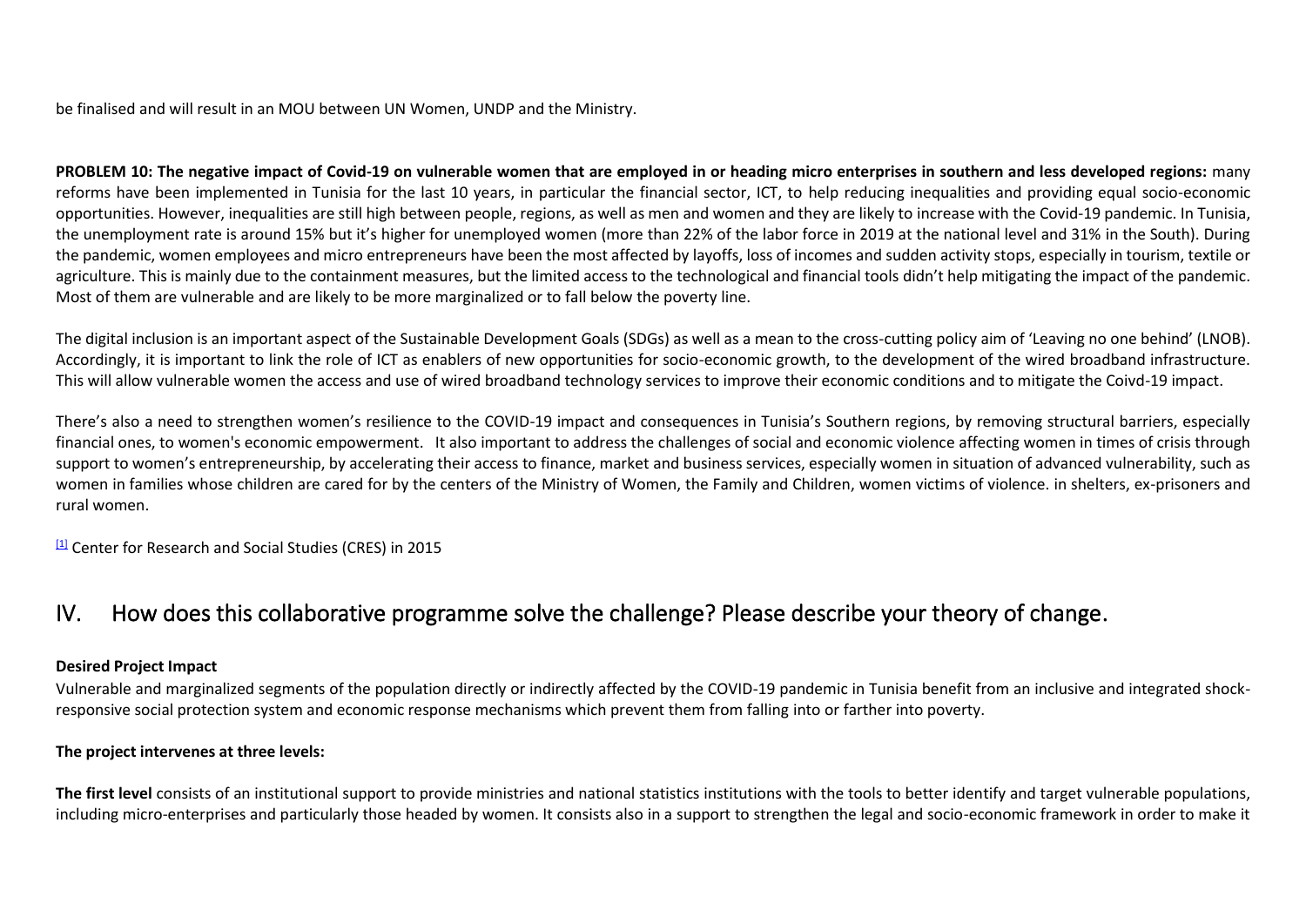be finalised and will result in an MOU between UN Women, UNDP and the Ministry.

**PROBLEM 10: The negative impact of Covid-19 on vulnerable women that are employed in or heading micro enterprises in southern and less developed regions:** many reforms have been implemented in Tunisia for the last 10 years, in particular the financial sector, ICT, to help reducing inequalities and providing equal socio-economic opportunities. However, inequalities are still high between people, regions, as well as men and women and they are likely to increase with the Covid-19 pandemic. In Tunisia, the unemployment rate is around 15% but it's higher for unemployed women (more than 22% of the labor force in 2019 at the national level and 31% in the South). During the pandemic, women employees and micro entrepreneurs have been the most affected by layoffs, loss of incomes and sudden activity stops, especially in tourism, textile or agriculture. This is mainly due to the containment measures, but the limited access to the technological and financial tools didn't help mitigating the impact of the pandemic. Most of them are vulnerable and are likely to be more marginalized or to fall below the poverty line.

The digital inclusion is an important aspect of the Sustainable Development Goals (SDGs) as well as a mean to the cross-cutting policy aim of 'Leaving no one behind' (LNOB). Accordingly, it is important to link the role of ICT as enablers of new opportunities for socio-economic growth, to the development of the wired broadband infrastructure. This will allow vulnerable women the access and use of wired broadband technology services to improve their economic conditions and to mitigate the Coivd-19 impact.

There's also a need to strengthen women's resilience to the COVID-19 impact and consequences in Tunisia's Southern regions, by removing structural barriers, especially financial ones, to women's economic empowerment. It also important to address the challenges of social and economic violence affecting women in times of crisis through support to women's entrepreneurship, by accelerating their access to finance, market and business services, especially women in situation of advanced vulnerability, such as women in families whose children are cared for by the centers of the Ministry of Women, the Family and Children, women victims of violence. in shelters, ex-prisoners and rural women.

[1] Center for Research and Social Studies (CRES) in 2015

## IV. How does this collaborative programme solve the challenge? Please describe your theory of change.

**Desired Project Impact**

Vulnerable and marginalized segments of the population directly or indirectly affected by the COVID-19 pandemic in Tunisia benefit from an inclusive and integrated shock-responsive social protection system and economic response mechanisms which prevent them from falling into or farther into poverty.

**The project intervenes at three levels:**

**The first level** consists of an institutional support to provide ministries and national statistics institutions with the tools to better identify and target vulnerable populations, including micro-enterprises and particularly those headed by women. It consists also in a support to strengthen the legal and socio-economic framework in order to make it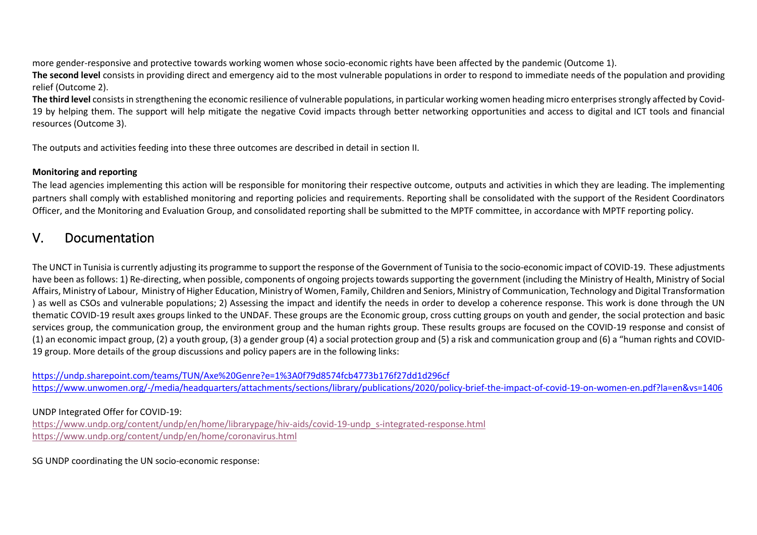more gender-responsive and protective towards working women whose socio-economic rights have been affected by the pandemic (Outcome 1).

**The second level** consists in providing direct and emergency aid to the most vulnerable populations in order to respond to immediate needs of the population and providing relief (Outcome 2).

**The third level** consists in strengthening the economic resilience of vulnerable populations, in particular working women heading micro enterprises strongly affected by Covid-19 by helping them. The support will help mitigate the negative Covid impacts through better networking opportunities and access to digital and ICT tools and financial resources (Outcome 3).

The outputs and activities feeding into these three outcomes are described in detail in section II.

**Monitoring and reporting**

The lead agencies implementing this action will be responsible for monitoring their respective outcome, outputs and activities in which they are leading. The implementing partners shall comply with established monitoring and reporting policies and requirements. Reporting shall be consolidated with the support of the Resident Coordinators Officer, and the Monitoring and Evaluation Group, and consolidated reporting shall be submitted to the MPTF committee, in accordance with MPTF reporting policy.

# V. Documentation

The UNCT in Tunisia is currently adjusting its programme to support the response of the Government of Tunisia to the socio-economic impact of COVID-19. These adjustments have been as follows: 1) Re-directing, when possible, components of ongoing projects towards supporting the government (including the Ministry of Health, Ministry of Social Affairs, Ministry of Labour, Ministry of Higher Education, Ministry of Women, Family, Children and Seniors, Ministry of Communication, Technology and Digital Transformation ) as well as CSOs and vulnerable populations; 2) Assessing the impact and identify the needs in order to develop a coherence response. This work is done through the UN thematic COVID-19 result axes groups linked to the UNDAF. These groups are the Economic group, cross cutting groups on youth and gender, the social protection and basic services group, the communication group, the environment group and the human rights group. These results groups are focused on the COVID-19 response and consist of (1) an economic impact group, (2) a youth group, (3) a gender group (4) a social protection group and (5) a risk and communication group and (6) a "human rights and COVID-19 group. More details of the group discussions and policy papers are in the following links:

https://undp.sharepoint.com/teams/TUN/Axe%20Genre?e=1%3A0f79d8574fcb4773b176f27dd1d296cf
https://www.unwomen.org/-/media/headquarters/attachments/sections/library/publications/2020/policy-brief-the-impact-of-covid-19-on-women-en.pdf?la=en&vs=1406

UNDP Integrated Offer for COVID-19:
https://www.undp.org/content/undp/en/home/librarypage/hiv-aids/covid-19-undp_s-integrated-response.html
https://www.undp.org/content/undp/en/home/coronavirus.html

SG UNDP coordinating the UN socio-economic response: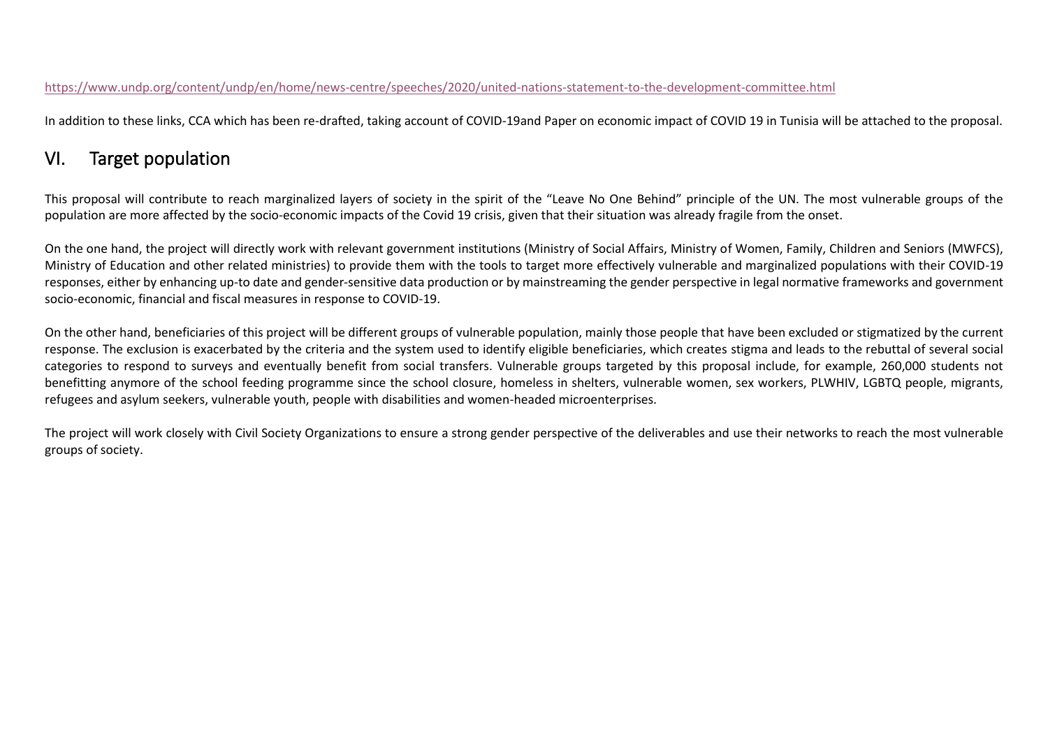https://www.undp.org/content/undp/en/home/news-centre/speeches/2020/united-nations-statement-to-the-development-committee.html

In addition to these links, CCA which has been re-drafted, taking account of COVID-19and Paper on economic impact of COVID 19 in Tunisia will be attached to the proposal.

## VI. Target population

This proposal will contribute to reach marginalized layers of society in the spirit of the "Leave No One Behind" principle of the UN. The most vulnerable groups of the population are more affected by the socio-economic impacts of the Covid 19 crisis, given that their situation was already fragile from the onset.

On the one hand, the project will directly work with relevant government institutions (Ministry of Social Affairs, Ministry of Women, Family, Children and Seniors (MWFCS), Ministry of Education and other related ministries) to provide them with the tools to target more effectively vulnerable and marginalized populations with their COVID-19 responses, either by enhancing up-to date and gender-sensitive data production or by mainstreaming the gender perspective in legal normative frameworks and government socio-economic, financial and fiscal measures in response to COVID-19.

On the other hand, beneficiaries of this project will be different groups of vulnerable population, mainly those people that have been excluded or stigmatized by the current response. The exclusion is exacerbated by the criteria and the system used to identify eligible beneficiaries, which creates stigma and leads to the rebuttal of several social categories to respond to surveys and eventually benefit from social transfers. Vulnerable groups targeted by this proposal include, for example, 260,000 students not benefitting anymore of the school feeding programme since the school closure, homeless in shelters, vulnerable women, sex workers, PLWHIV, LGBTQ people, migrants, refugees and asylum seekers, vulnerable youth, people with disabilities and women-headed microenterprises.

The project will work closely with Civil Society Organizations to ensure a strong gender perspective of the deliverables and use their networks to reach the most vulnerable groups of society.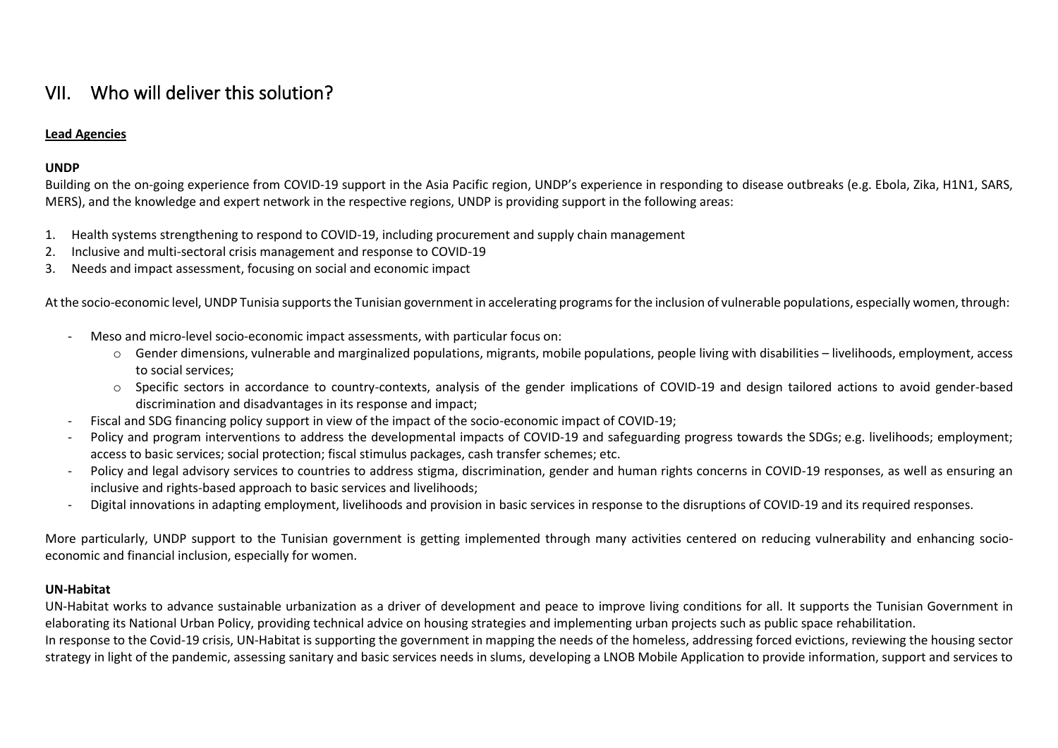# VII. Who will deliver this solution?

**Lead Agencies**

**UNDP**

Building on the on-going experience from COVID-19 support in the Asia Pacific region, UNDP's experience in responding to disease outbreaks (e.g. Ebola, Zika, H1N1, SARS, MERS), and the knowledge and expert network in the respective regions, UNDP is providing support in the following areas:

1. Health systems strengthening to respond to COVID-19, including procurement and supply chain management
2. Inclusive and multi-sectoral crisis management and response to COVID-19
3. Needs and impact assessment, focusing on social and economic impact

At the socio-economic level, UNDP Tunisia supports the Tunisian government in accelerating programs for the inclusion of vulnerable populations, especially women, through:

- Meso and micro-level socio-economic impact assessments, with particular focus on:
    - Gender dimensions, vulnerable and marginalized populations, migrants, mobile populations, people living with disabilities – livelihoods, employment, access to social services;
    - Specific sectors in accordance to country-contexts, analysis of the gender implications of COVID-19 and design tailored actions to avoid gender-based discrimination and disadvantages in its response and impact;
- Fiscal and SDG financing policy support in view of the impact of the socio-economic impact of COVID-19;
- Policy and program interventions to address the developmental impacts of COVID-19 and safeguarding progress towards the SDGs; e.g. livelihoods; employment; access to basic services; social protection; fiscal stimulus packages, cash transfer schemes; etc.
- Policy and legal advisory services to countries to address stigma, discrimination, gender and human rights concerns in COVID-19 responses, as well as ensuring an inclusive and rights-based approach to basic services and livelihoods;
- Digital innovations in adapting employment, livelihoods and provision in basic services in response to the disruptions of COVID-19 and its required responses.

More particularly, UNDP support to the Tunisian government is getting implemented through many activities centered on reducing vulnerability and enhancing socio-economic and financial inclusion, especially for women.

**UN-Habitat**

UN-Habitat works to advance sustainable urbanization as a driver of development and peace to improve living conditions for all. It supports the Tunisian Government in elaborating its National Urban Policy, providing technical advice on housing strategies and implementing urban projects such as public space rehabilitation.

In response to the Covid-19 crisis, UN-Habitat is supporting the government in mapping the needs of the homeless, addressing forced evictions, reviewing the housing sector strategy in light of the pandemic, assessing sanitary and basic services needs in slums, developing a LNOB Mobile Application to provide information, support and services to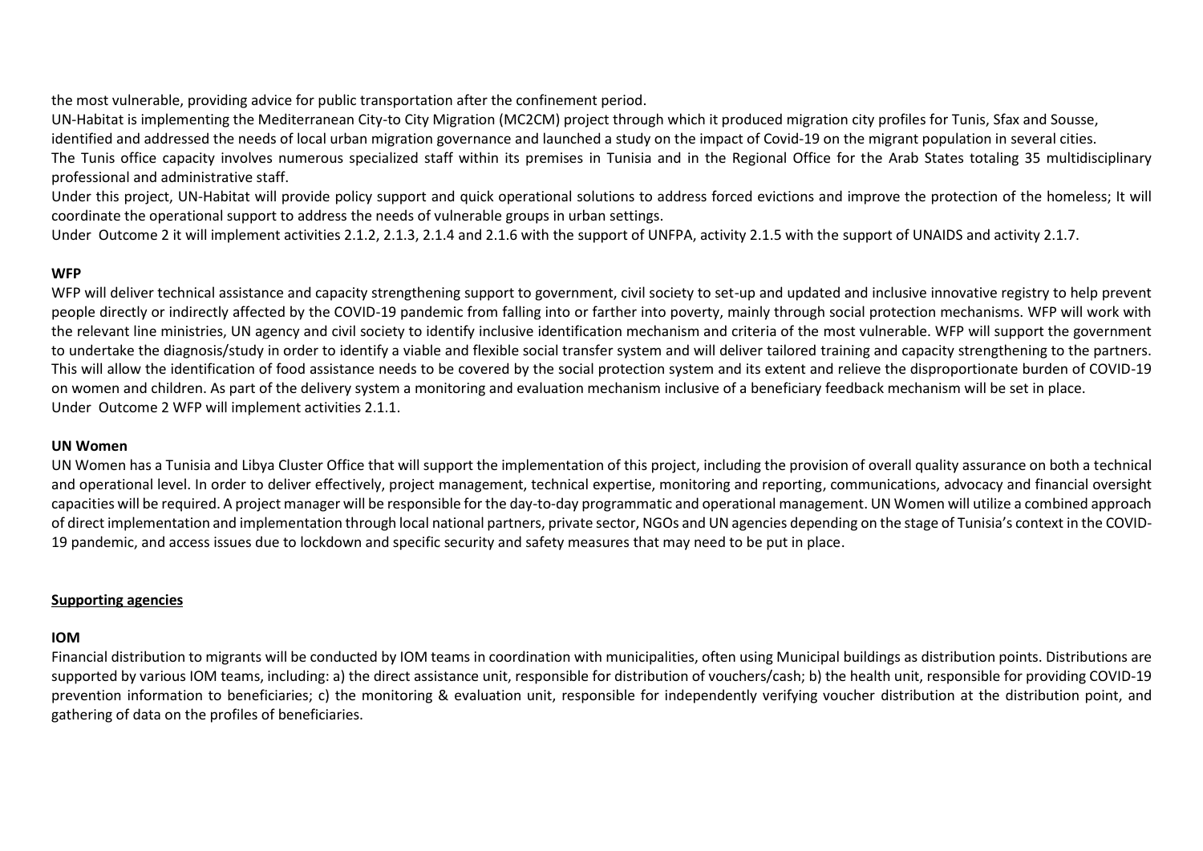the most vulnerable, providing advice for public transportation after the confinement period.

UN-Habitat is implementing the Mediterranean City-to City Migration (MC2CM) project through which it produced migration city profiles for Tunis, Sfax and Sousse, identified and addressed the needs of local urban migration governance and launched a study on the impact of Covid-19 on the migrant population in several cities.

The Tunis office capacity involves numerous specialized staff within its premises in Tunisia and in the Regional Office for the Arab States totaling 35 multidisciplinary professional and administrative staff.

Under this project, UN-Habitat will provide policy support and quick operational solutions to address forced evictions and improve the protection of the homeless; It will coordinate the operational support to address the needs of vulnerable groups in urban settings.

Under Outcome 2 it will implement activities 2.1.2, 2.1.3, 2.1.4 and 2.1.6 with the support of UNFPA, activity 2.1.5 with the support of UNAIDS and activity 2.1.7.

**WFP**

WFP will deliver technical assistance and capacity strengthening support to government, civil society to set-up and updated and inclusive innovative registry to help prevent people directly or indirectly affected by the COVID-19 pandemic from falling into or farther into poverty, mainly through social protection mechanisms. WFP will work with the relevant line ministries, UN agency and civil society to identify inclusive identification mechanism and criteria of the most vulnerable. WFP will support the government to undertake the diagnosis/study in order to identify a viable and flexible social transfer system and will deliver tailored training and capacity strengthening to the partners. This will allow the identification of food assistance needs to be covered by the social protection system and its extent and relieve the disproportionate burden of COVID-19 on women and children. As part of the delivery system a monitoring and evaluation mechanism inclusive of a beneficiary feedback mechanism will be set in place.

Under Outcome 2 WFP will implement activities 2.1.1.

**UN Women**

UN Women has a Tunisia and Libya Cluster Office that will support the implementation of this project, including the provision of overall quality assurance on both a technical and operational level. In order to deliver effectively, project management, technical expertise, monitoring and reporting, communications, advocacy and financial oversight capacities will be required. A project manager will be responsible for the day-to-day programmatic and operational management. UN Women will utilize a combined approach of direct implementation and implementation through local national partners, private sector, NGOs and UN agencies depending on the stage of Tunisia's context in the COVID-19 pandemic, and access issues due to lockdown and specific security and safety measures that may need to be put in place.

**Supporting agencies**

**IOM**

Financial distribution to migrants will be conducted by IOM teams in coordination with municipalities, often using Municipal buildings as distribution points. Distributions are supported by various IOM teams, including: a) the direct assistance unit, responsible for distribution of vouchers/cash; b) the health unit, responsible for providing COVID-19 prevention information to beneficiaries; c) the monitoring & evaluation unit, responsible for independently verifying voucher distribution at the distribution point, and gathering of data on the profiles of beneficiaries.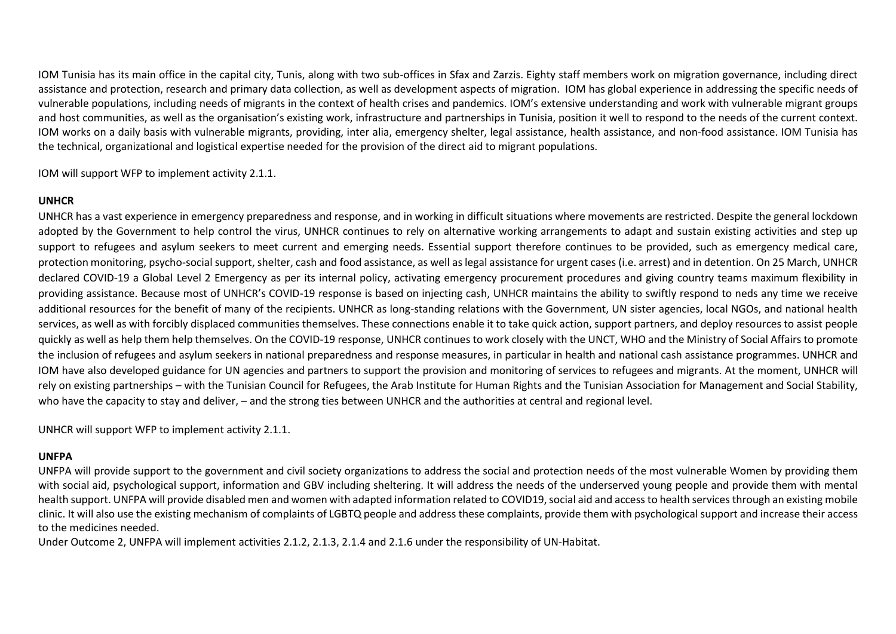IOM Tunisia has its main office in the capital city, Tunis, along with two sub-offices in Sfax and Zarzis. Eighty staff members work on migration governance, including direct assistance and protection, research and primary data collection, as well as development aspects of migration. IOM has global experience in addressing the specific needs of vulnerable populations, including needs of migrants in the context of health crises and pandemics. IOM's extensive understanding and work with vulnerable migrant groups and host communities, as well as the organisation's existing work, infrastructure and partnerships in Tunisia, position it well to respond to the needs of the current context. IOM works on a daily basis with vulnerable migrants, providing, inter alia, emergency shelter, legal assistance, health assistance, and non-food assistance. IOM Tunisia has the technical, organizational and logistical expertise needed for the provision of the direct aid to migrant populations.

IOM will support WFP to implement activity 2.1.1.

**UNHCR**

UNHCR has a vast experience in emergency preparedness and response, and in working in difficult situations where movements are restricted. Despite the general lockdown adopted by the Government to help control the virus, UNHCR continues to rely on alternative working arrangements to adapt and sustain existing activities and step up support to refugees and asylum seekers to meet current and emerging needs. Essential support therefore continues to be provided, such as emergency medical care, protection monitoring, psycho-social support, shelter, cash and food assistance, as well as legal assistance for urgent cases (i.e. arrest) and in detention. On 25 March, UNHCR declared COVID-19 a Global Level 2 Emergency as per its internal policy, activating emergency procurement procedures and giving country teams maximum flexibility in providing assistance. Because most of UNHCR's COVID-19 response is based on injecting cash, UNHCR maintains the ability to swiftly respond to neds any time we receive additional resources for the benefit of many of the recipients. UNHCR as long-standing relations with the Government, UN sister agencies, local NGOs, and national health services, as well as with forcibly displaced communities themselves. These connections enable it to take quick action, support partners, and deploy resources to assist people quickly as well as help them help themselves. On the COVID-19 response, UNHCR continues to work closely with the UNCT, WHO and the Ministry of Social Affairs to promote the inclusion of refugees and asylum seekers in national preparedness and response measures, in particular in health and national cash assistance programmes. UNHCR and IOM have also developed guidance for UN agencies and partners to support the provision and monitoring of services to refugees and migrants. At the moment, UNHCR will rely on existing partnerships – with the Tunisian Council for Refugees, the Arab Institute for Human Rights and the Tunisian Association for Management and Social Stability, who have the capacity to stay and deliver, – and the strong ties between UNHCR and the authorities at central and regional level.

UNHCR will support WFP to implement activity 2.1.1.

**UNFPA**

UNFPA will provide support to the government and civil society organizations to address the social and protection needs of the most vulnerable Women by providing them with social aid, psychological support, information and GBV including sheltering. It will address the needs of the underserved young people and provide them with mental health support. UNFPA will provide disabled men and women with adapted information related to COVID19, social aid and access to health services through an existing mobile clinic. It will also use the existing mechanism of complaints of LGBTQ people and address these complaints, provide them with psychological support and increase their access to the medicines needed.

Under Outcome 2, UNFPA will implement activities 2.1.2, 2.1.3, 2.1.4 and 2.1.6 under the responsibility of UN-Habitat.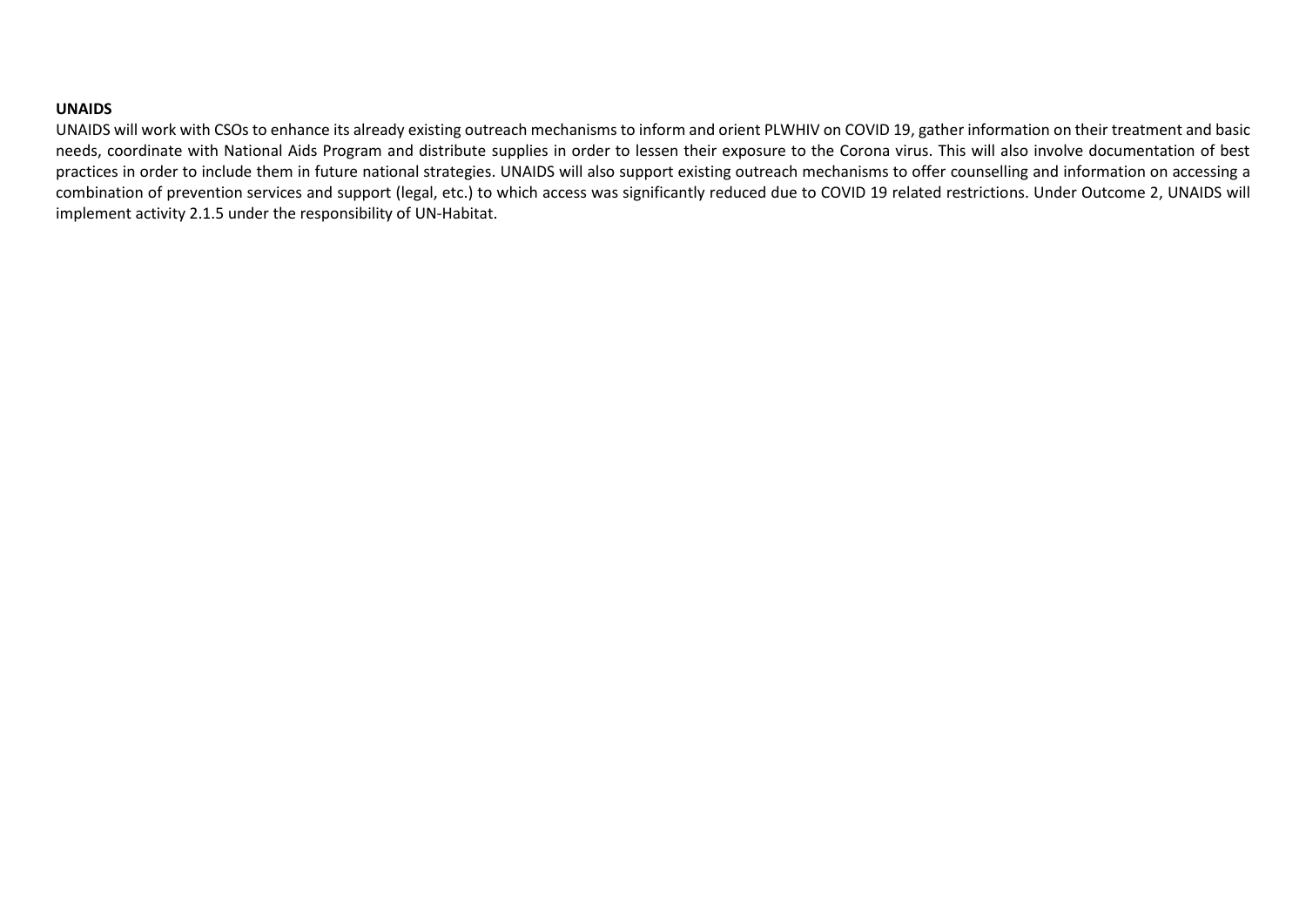**UNAIDS**

UNAIDS will work with CSOs to enhance its already existing outreach mechanisms to inform and orient PLWHIV on COVID 19, gather information on their treatment and basic needs, coordinate with National Aids Program and distribute supplies in order to lessen their exposure to the Corona virus. This will also involve documentation of best practices in order to include them in future national strategies. UNAIDS will also support existing outreach mechanisms to offer counselling and information on accessing a combination of prevention services and support (legal, etc.) to which access was significantly reduced due to COVID 19 related restrictions. Under Outcome 2, UNAIDS will implement activity 2.1.5 under the responsibility of UN-Habitat.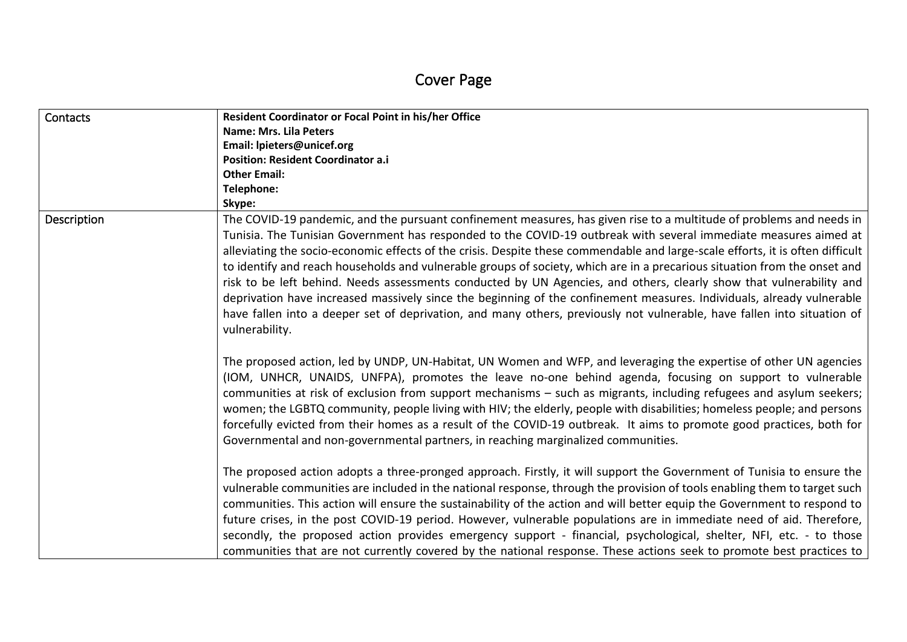# Cover Page

| Contacts | **Resident Coordinator or Focal Point in his/her Office**<br>**Name: Mrs. Lila Peters**<br>**Email: lpieters@unicef.org**<br>**Position: Resident Coordinator a.i**<br>**Other Email:**<br>**Telephone:**<br>**Skype:** |
|---|---|
| Description | The COVID-19 pandemic, and the pursuant confinement measures, has given rise to a multitude of problems and needs in Tunisia. The Tunisian Government has responded to the COVID-19 outbreak with several immediate measures aimed at alleviating the socio-economic effects of the crisis. Despite these commendable and large-scale efforts, it is often difficult to identify and reach households and vulnerable groups of society, which are in a precarious situation from the onset and risk to be left behind. Needs assessments conducted by UN Agencies, and others, clearly show that vulnerability and deprivation have increased massively since the beginning of the confinement measures. Individuals, already vulnerable have fallen into a deeper set of deprivation, and many others, previously not vulnerable, have fallen into situation of vulnerability.<br><br>The proposed action, led by UNDP, UN-Habitat, UN Women and WFP, and leveraging the expertise of other UN agencies (IOM, UNHCR, UNAIDS, UNFPA), promotes the leave no-one behind agenda, focusing on support to vulnerable communities at risk of exclusion from support mechanisms – such as migrants, including refugees and asylum seekers; women; the LGBTQ community, people living with HIV; the elderly, people with disabilities; homeless people; and persons forcefully evicted from their homes as a result of the COVID-19 outbreak. It aims to promote good practices, both for Governmental and non-governmental partners, in reaching marginalized communities.<br><br>The proposed action adopts a three-pronged approach. Firstly, it will support the Government of Tunisia to ensure the vulnerable communities are included in the national response, through the provision of tools enabling them to target such communities. This action will ensure the sustainability of the action and will better equip the Government to respond to future crises, in the post COVID-19 period. However, vulnerable populations are in immediate need of aid. Therefore, secondly, the proposed action provides emergency support - financial, psychological, shelter, NFI, etc. - to those communities that are not currently covered by the national response. These actions seek to promote best practices to |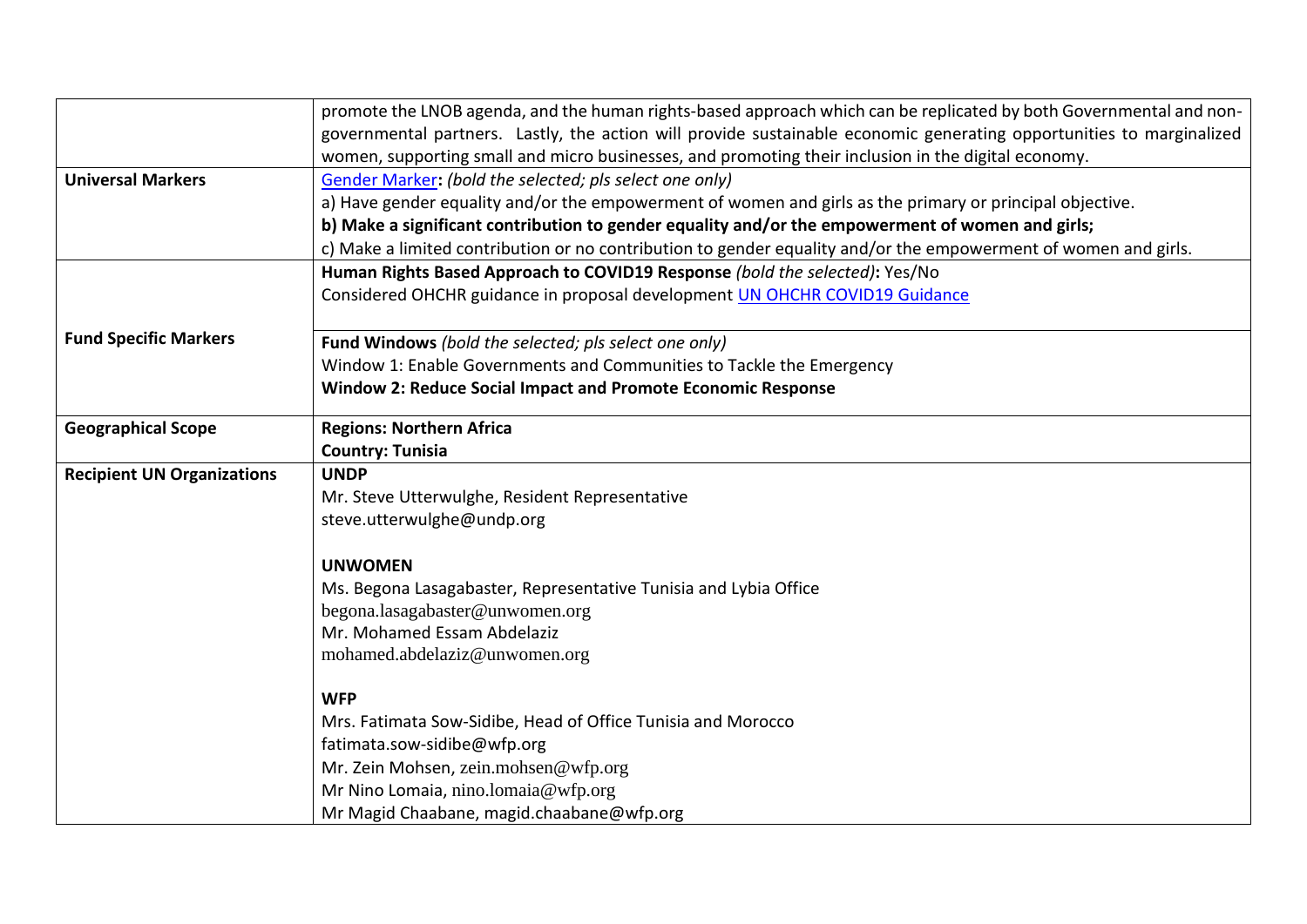| | |
|---|---|
| | promote the LNOB agenda, and the human rights-based approach which can be replicated by both Governmental and non-governmental partners. Lastly, the action will provide sustainable economic generating opportunities to marginalized women, supporting small and micro businesses, and promoting their inclusion in the digital economy. |
| **Universal Markers** | [Gender Marker](#)**:** *(bold the selected; pls select one only)*<br>a) Have gender equality and/or the empowerment of women and girls as the primary or principal objective.<br>**b) Make a significant contribution to gender equality and/or the empowerment of women and girls;**<br>c) Make a limited contribution or no contribution to gender equality and/or the empowerment of women and girls. |
| **Fund Specific Markers** | **Human Rights Based Approach to COVID19 Response** *(bold the selected)***:** Yes/No<br>Considered OHCHR guidance in proposal development [UN OHCHR COVID19 Guidance](#) |
| | **Fund Windows** *(bold the selected; pls select one only)*<br>Window 1: Enable Governments and Communities to Tackle the Emergency<br>**Window 2: Reduce Social Impact and Promote Economic Response** |
| **Geographical Scope** | **Regions: Northern Africa**<br>**Country: Tunisia** |
| **Recipient UN Organizations** | **UNDP**<br>Mr. Steve Utterwulghe, Resident Representative<br>steve.utterwulghe@undp.org<br><br>**UNWOMEN**<br>Ms. Begona Lasagabaster, Representative Tunisia and Lybia Office<br>begona.lasagabaster@unwomen.org<br>Mr. Mohamed Essam Abdelaziz<br>mohamed.abdelaziz@unwomen.org<br><br>**WFP**<br>Mrs. Fatimata Sow-Sidibe, Head of Office Tunisia and Morocco<br>fatimata.sow-sidibe@wfp.org<br>Mr. Zein Mohsen, zein.mohsen@wfp.org<br>Mr Nino Lomaia, nino.lomaia@wfp.org<br>Mr Magid Chaabane, magid.chaabane@wfp.org |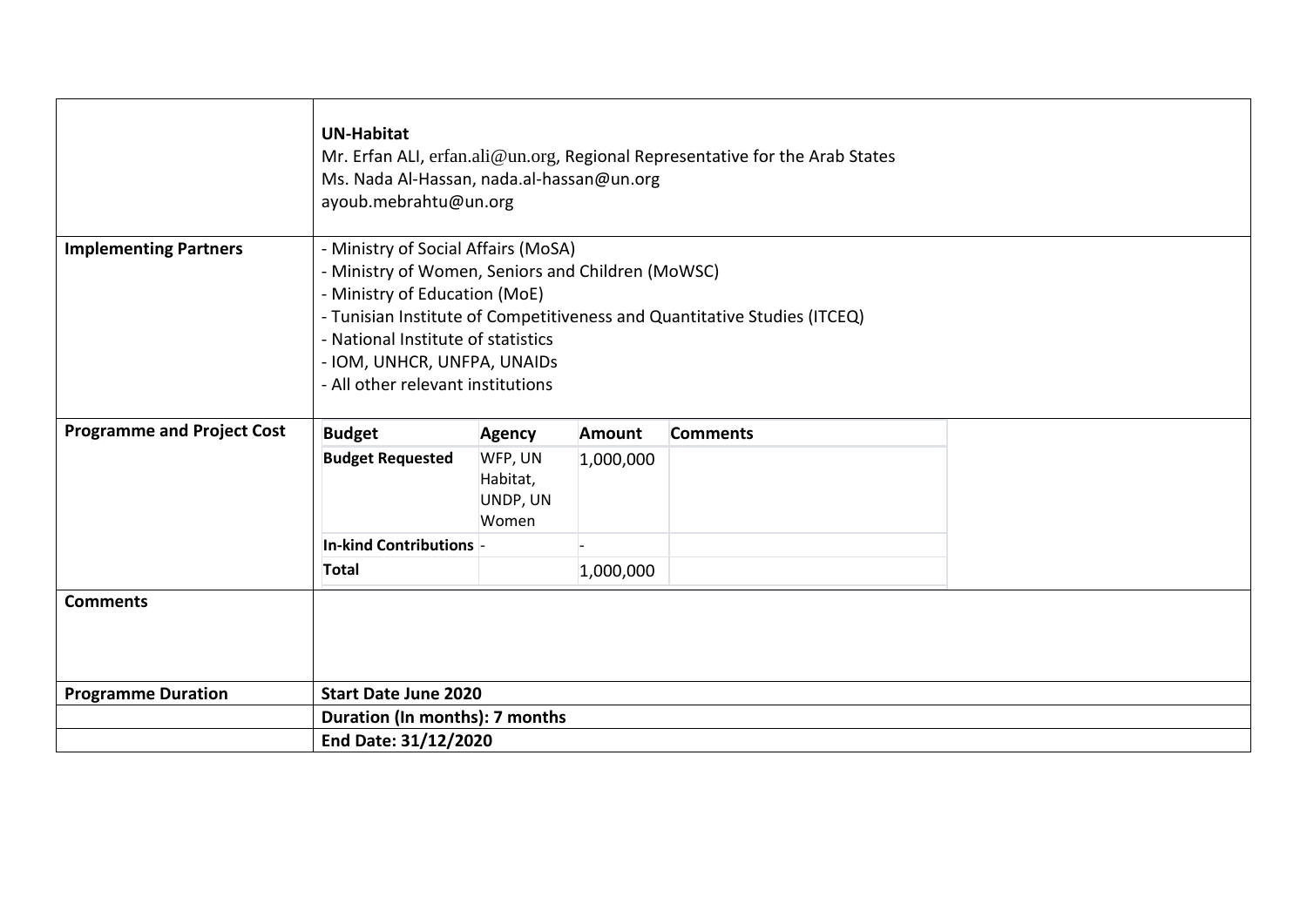| | |
|---|---|
| | **UN-Habitat**<br>Mr. Erfan ALI, erfan.ali@un.org, Regional Representative for the Arab States<br>Ms. Nada Al-Hassan, nada.al-hassan@un.org<br>ayoub.mebrahtu@un.org |
| **Implementing Partners** | - Ministry of Social Affairs (MoSA)<br>- Ministry of Women, Seniors and Children (MoWSC)<br>- Ministry of Education (MoE)<br>- Tunisian Institute of Competitiveness and Quantitative Studies (ITCEQ)<br>- National Institute of statistics<br>- IOM, UNHCR, UNFPA, UNAIDs<br>- All other relevant institutions |
| **Programme and Project Cost** | (see budget table below) |
| **Comments** | |
| **Programme Duration** | **Start Date June 2020** |
| | **Duration (In months): 7 months** |
| | **End Date: 31/12/2020** |

| Budget | Agency | Amount | Comments |
|---|---|---|---|
| **Budget Requested** | WFP, UN Habitat, UNDP, UN Women | 1,000,000 | |
| **In-kind Contributions** | - | - | |
| **Total** | | 1,000,000 | |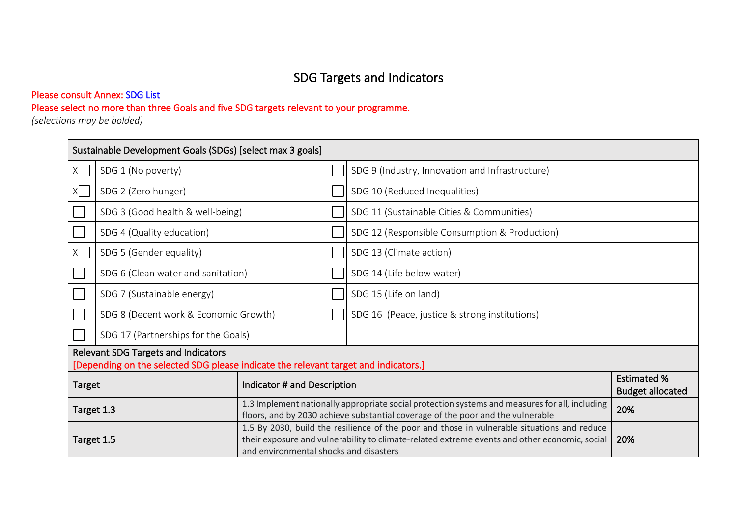# SDG Targets and Indicators

Please consult Annex: SDG List

Please select no more than three Goals and five SDG targets relevant to your programme.

*(selections may be bolded)*

| Sustainable Development Goals (SDGs) [select max 3 goals] | | | |
|---|---|---|---|
| X☐ | SDG 1 (No poverty) | ☐ | SDG 9 (Industry, Innovation and Infrastructure) |
| X☐ | SDG 2 (Zero hunger) | ☐ | SDG 10 (Reduced Inequalities) |
| ☐ | SDG 3 (Good health & well-being) | ☐ | SDG 11 (Sustainable Cities & Communities) |
| ☐ | SDG 4 (Quality education) | ☐ | SDG 12 (Responsible Consumption & Production) |
| X☐ | SDG 5 (Gender equality) | ☐ | SDG 13 (Climate action) |
| ☐ | SDG 6 (Clean water and sanitation) | ☐ | SDG 14 (Life below water) |
| ☐ | SDG 7 (Sustainable energy) | ☐ | SDG 15 (Life on land) |
| ☐ | SDG 8 (Decent work & Economic Growth) | ☐ | SDG 16 (Peace, justice & strong institutions) |
| ☐ | SDG 17 (Partnerships for the Goals) | | |

**Relevant SDG Targets and Indicators**

[Depending on the selected SDG please indicate the relevant target and indicators.]

| Target | Indicator # and Description | Estimated % Budget allocated |
|---|---|---|
| Target 1.3 | 1.3 Implement nationally appropriate social protection systems and measures for all, including floors, and by 2030 achieve substantial coverage of the poor and the vulnerable | 20% |
| Target 1.5 | 1.5 By 2030, build the resilience of the poor and those in vulnerable situations and reduce their exposure and vulnerability to climate-related extreme events and other economic, social and environmental shocks and disasters | 20% |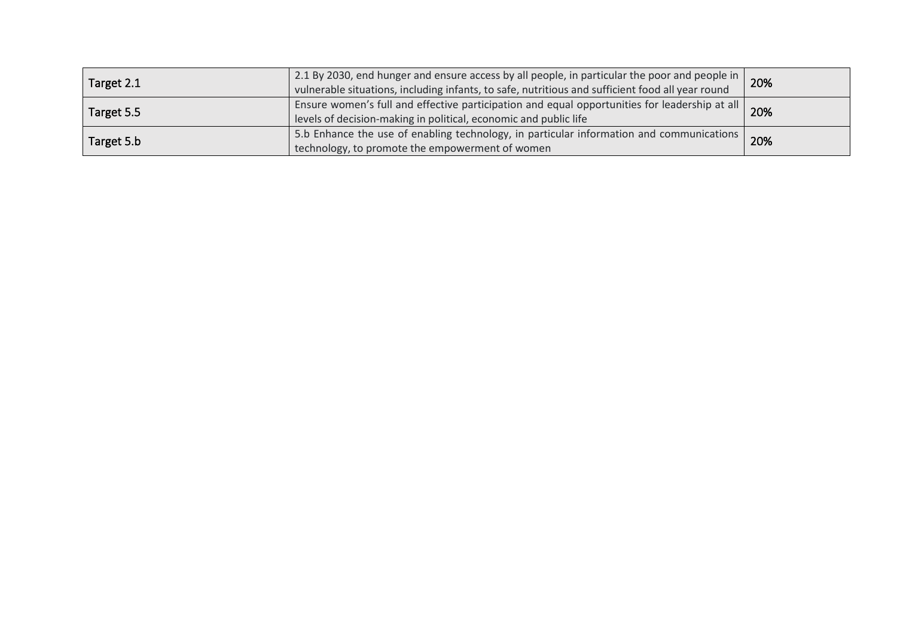| | | |
|---|---|---|
| Target 2.1 | 2.1 By 2030, end hunger and ensure access by all people, in particular the poor and people in vulnerable situations, including infants, to safe, nutritious and sufficient food all year round | 20% |
| Target 5.5 | Ensure women's full and effective participation and equal opportunities for leadership at all levels of decision-making in political, economic and public life | 20% |
| Target 5.b | 5.b Enhance the use of enabling technology, in particular information and communications technology, to promote the empowerment of women | 20% |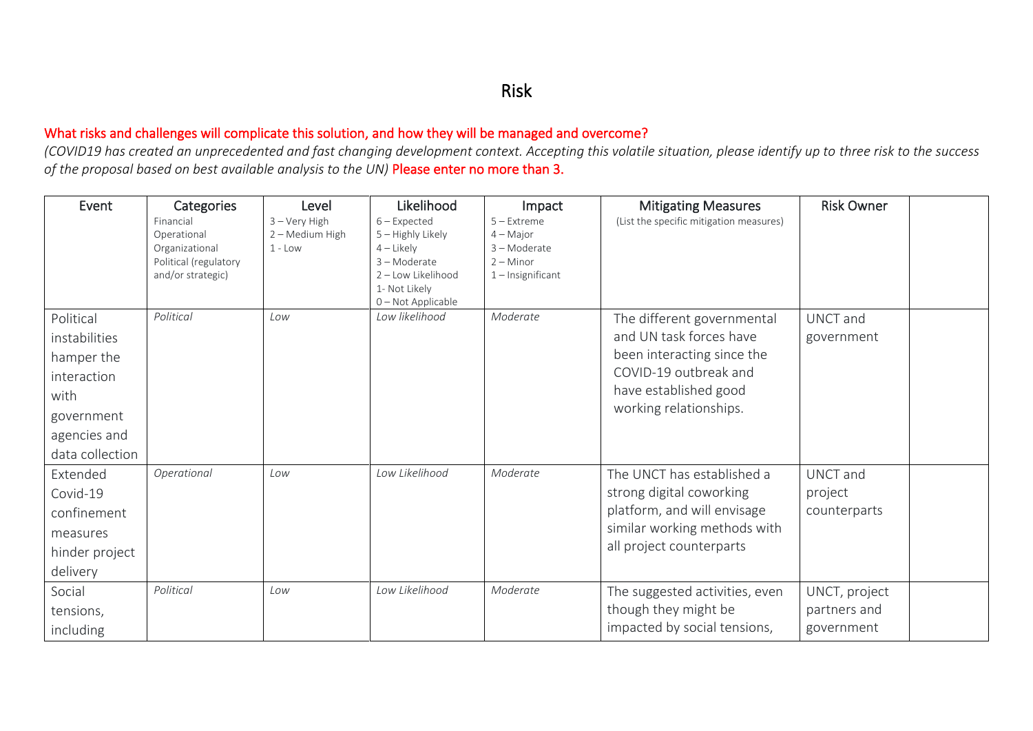# Risk

What risks and challenges will complicate this solution, and how they will be managed and overcome?

*(COVID19 has created an unprecedented and fast changing development context. Accepting this volatile situation, please identify up to three risk to the success of the proposal based on best available analysis to the UN)* Please enter no more than 3.

| Event | Categories<br>Financial<br>Operational<br>Organizational<br>Political (regulatory and/or strategic) | Level<br>3 – Very High<br>2 – Medium High<br>1 - Low | Likelihood<br>6 – Expected<br>5 – Highly Likely<br>4 – Likely<br>3 – Moderate<br>2 – Low Likelihood<br>1- Not Likely<br>0 – Not Applicable | Impact<br>5 – Extreme<br>4 – Major<br>3 – Moderate<br>2 – Minor<br>1 – Insignificant | Mitigating Measures<br>(List the specific mitigation measures) | Risk Owner | |
|---|---|---|---|---|---|---|---|
| Political instabilities hamper the interaction with government agencies and data collection | *Political* | *Low* | *Low likelihood* | *Moderate* | The different governmental and UN task forces have been interacting since the COVID-19 outbreak and have established good working relationships. | UNCT and government | |
| Extended Covid-19 confinement measures hinder project delivery | *Operational* | *Low* | *Low Likelihood* | *Moderate* | The UNCT has established a strong digital coworking platform, and will envisage similar working methods with all project counterparts | UNCT and project counterparts | |
| Social tensions, including | *Political* | *Low* | *Low Likelihood* | *Moderate* | The suggested activities, even though they might be impacted by social tensions, | UNCT, project partners and government | |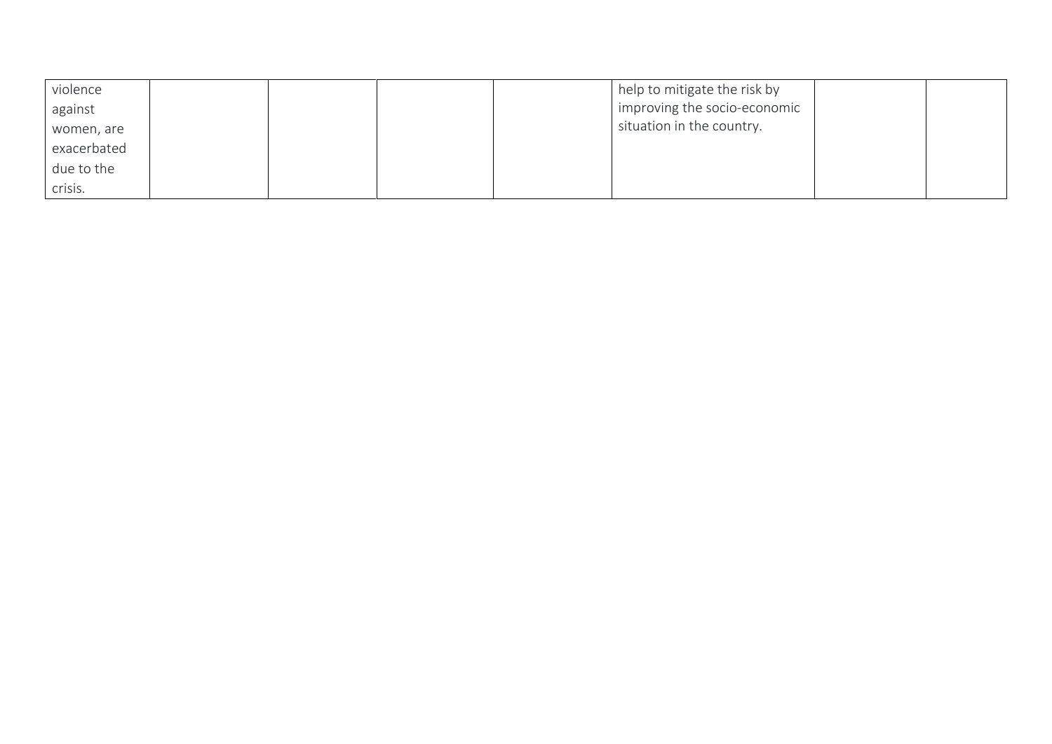| | | | | | | | |
|---|---|---|---|---|---|---|---|
| violence against women, are exacerbated due to the crisis. | | | | | help to mitigate the risk by improving the socio-economic situation in the country. | | |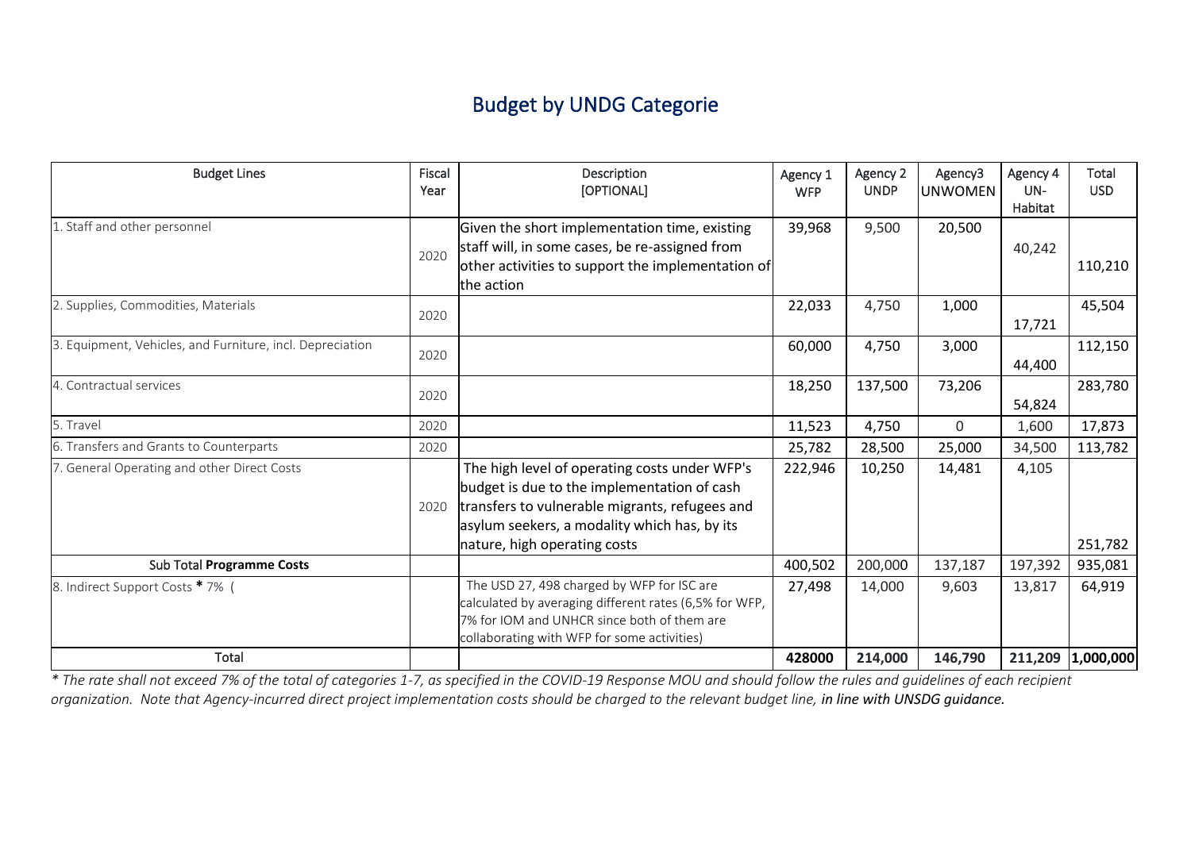# Budget by UNDG Categorie

| Budget Lines | Fiscal Year | Description [OPTIONAL] | Agency 1 WFP | Agency 2 UNDP | Agency3 UNWOMEN | Agency 4 UN-Habitat | Total USD |
|---|---|---|---|---|---|---|---|
| 1. Staff and other personnel | 2020 | Given the short implementation time, existing staff will, in some cases, be re-assigned from other activities to support the implementation of the action | 39,968 | 9,500 | 20,500 | 40,242 | 110,210 |
| 2. Supplies, Commodities, Materials | 2020 | | 22,033 | 4,750 | 1,000 | 17,721 | 45,504 |
| 3. Equipment, Vehicles, and Furniture, incl. Depreciation | 2020 | | 60,000 | 4,750 | 3,000 | 44,400 | 112,150 |
| 4. Contractual services | 2020 | | 18,250 | 137,500 | 73,206 | 54,824 | 283,780 |
| 5. Travel | 2020 | | 11,523 | 4,750 | 0 | 1,600 | 17,873 |
| 6. Transfers and Grants to Counterparts | 2020 | | 25,782 | 28,500 | 25,000 | 34,500 | 113,782 |
| 7. General Operating and other Direct Costs | 2020 | The high level of operating costs under WFP's budget is due to the implementation of cash transfers to vulnerable migrants, refugees and asylum seekers, a modality which has, by its nature, high operating costs | 222,946 | 10,250 | 14,481 | 4,105 | 251,782 |
| Sub Total **Programme Costs** | | | 400,502 | 200,000 | 137,187 | 197,392 | 935,081 |
| 8. Indirect Support Costs **\*** 7% ( | | The USD 27, 498 charged by WFP for ISC are calculated by averaging different rates (6,5% for WFP, 7% for IOM and UNHCR since both of them are collaborating with WFP for some activities) | 27,498 | 14,000 | 9,603 | 13,817 | 64,919 |
| Total | | | **428000** | **214,000** | **146,790** | **211,209** | **1,000,000** |

*\* The rate shall not exceed 7% of the total of categories 1-7, as specified in the COVID-19 Response MOU and should follow the rules and guidelines of each recipient organization. Note that Agency-incurred direct project implementation costs should be charged to the relevant budget line, **in line with UNSDG guidance.***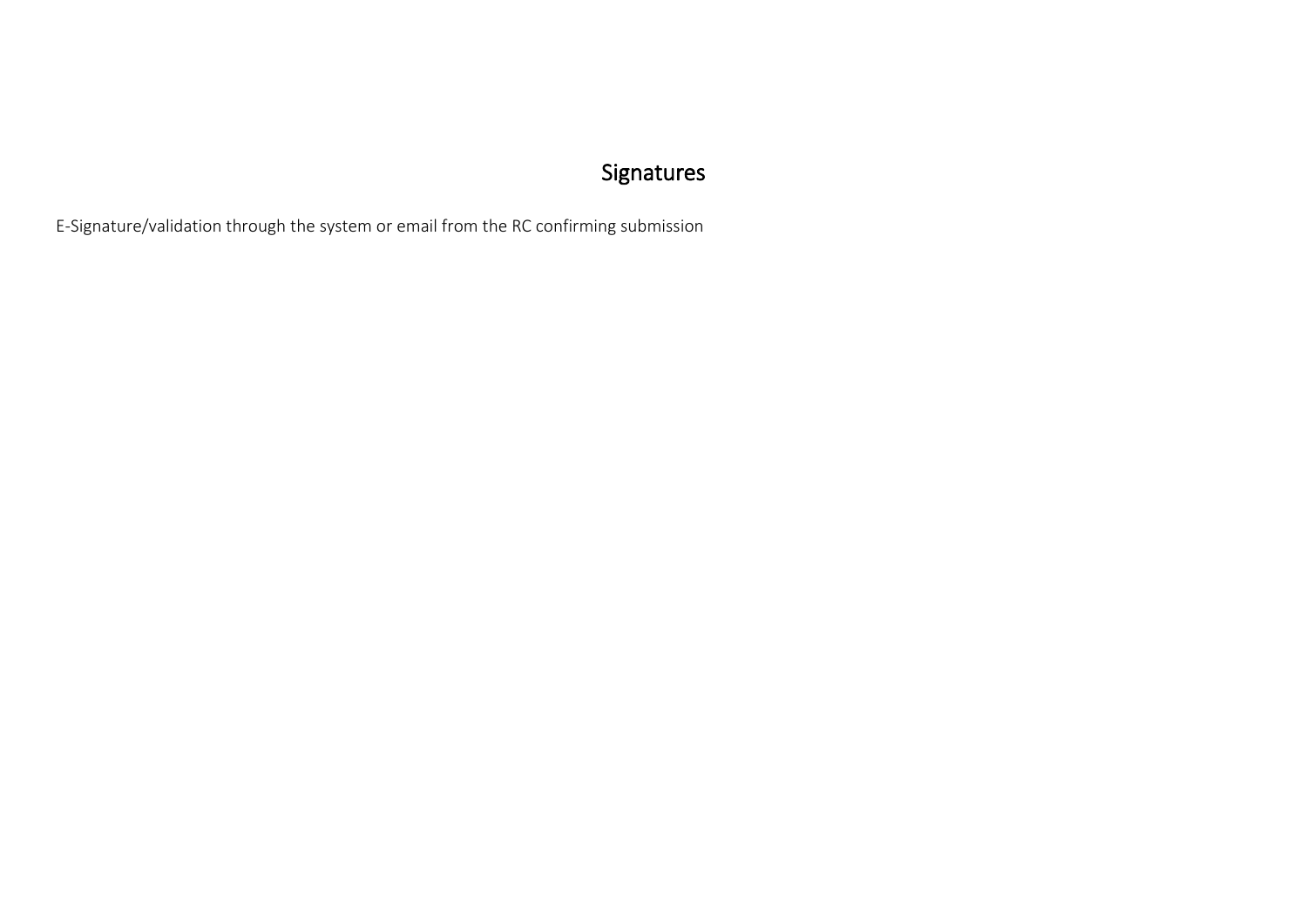# Signatures

E-Signature/validation through the system or email from the RC confirming submission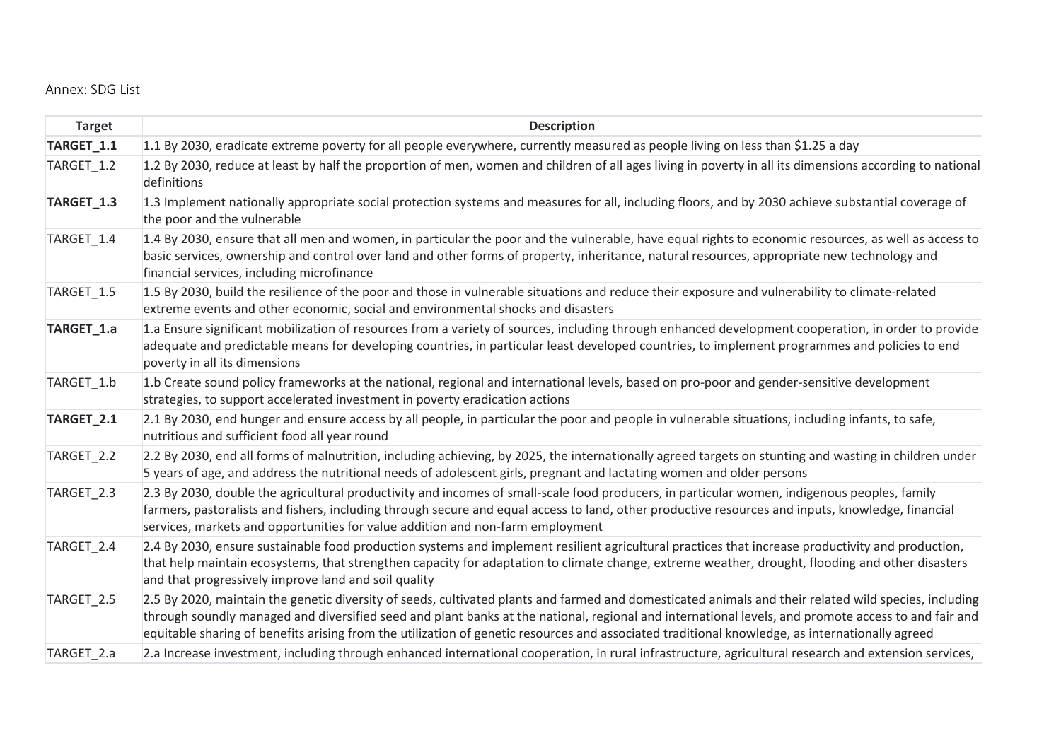Annex: SDG List

| Target | Description |
|---|---|
| **TARGET_1.1** | 1.1 By 2030, eradicate extreme poverty for all people everywhere, currently measured as people living on less than $1.25 a day |
| TARGET_1.2 | 1.2 By 2030, reduce at least by half the proportion of men, women and children of all ages living in poverty in all its dimensions according to national definitions |
| **TARGET_1.3** | 1.3 Implement nationally appropriate social protection systems and measures for all, including floors, and by 2030 achieve substantial coverage of the poor and the vulnerable |
| TARGET_1.4 | 1.4 By 2030, ensure that all men and women, in particular the poor and the vulnerable, have equal rights to economic resources, as well as access to basic services, ownership and control over land and other forms of property, inheritance, natural resources, appropriate new technology and financial services, including microfinance |
| TARGET_1.5 | 1.5 By 2030, build the resilience of the poor and those in vulnerable situations and reduce their exposure and vulnerability to climate-related extreme events and other economic, social and environmental shocks and disasters |
| **TARGET_1.a** | 1.a Ensure significant mobilization of resources from a variety of sources, including through enhanced development cooperation, in order to provide adequate and predictable means for developing countries, in particular least developed countries, to implement programmes and policies to end poverty in all its dimensions |
| TARGET_1.b | 1.b Create sound policy frameworks at the national, regional and international levels, based on pro-poor and gender-sensitive development strategies, to support accelerated investment in poverty eradication actions |
| **TARGET_2.1** | 2.1 By 2030, end hunger and ensure access by all people, in particular the poor and people in vulnerable situations, including infants, to safe, nutritious and sufficient food all year round |
| TARGET_2.2 | 2.2 By 2030, end all forms of malnutrition, including achieving, by 2025, the internationally agreed targets on stunting and wasting in children under 5 years of age, and address the nutritional needs of adolescent girls, pregnant and lactating women and older persons |
| TARGET_2.3 | 2.3 By 2030, double the agricultural productivity and incomes of small-scale food producers, in particular women, indigenous peoples, family farmers, pastoralists and fishers, including through secure and equal access to land, other productive resources and inputs, knowledge, financial services, markets and opportunities for value addition and non-farm employment |
| TARGET_2.4 | 2.4 By 2030, ensure sustainable food production systems and implement resilient agricultural practices that increase productivity and production, that help maintain ecosystems, that strengthen capacity for adaptation to climate change, extreme weather, drought, flooding and other disasters and that progressively improve land and soil quality |
| TARGET_2.5 | 2.5 By 2020, maintain the genetic diversity of seeds, cultivated plants and farmed and domesticated animals and their related wild species, including through soundly managed and diversified seed and plant banks at the national, regional and international levels, and promote access to and fair and equitable sharing of benefits arising from the utilization of genetic resources and associated traditional knowledge, as internationally agreed |
| TARGET_2.a | 2.a Increase investment, including through enhanced international cooperation, in rural infrastructure, agricultural research and extension services, |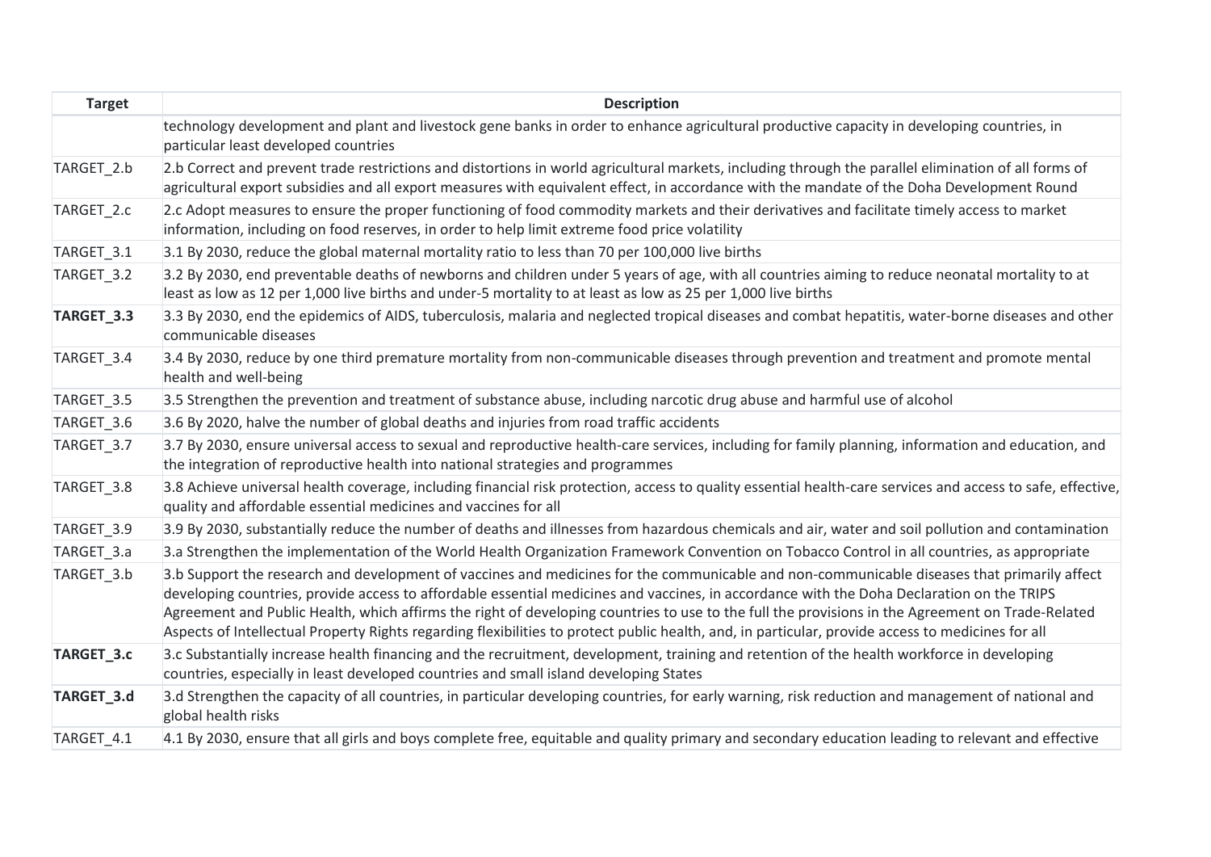| Target | Description |
|---|---|
| | technology development and plant and livestock gene banks in order to enhance agricultural productive capacity in developing countries, in particular least developed countries |
| TARGET_2.b | 2.b Correct and prevent trade restrictions and distortions in world agricultural markets, including through the parallel elimination of all forms of agricultural export subsidies and all export measures with equivalent effect, in accordance with the mandate of the Doha Development Round |
| TARGET_2.c | 2.c Adopt measures to ensure the proper functioning of food commodity markets and their derivatives and facilitate timely access to market information, including on food reserves, in order to help limit extreme food price volatility |
| TARGET_3.1 | 3.1 By 2030, reduce the global maternal mortality ratio to less than 70 per 100,000 live births |
| TARGET_3.2 | 3.2 By 2030, end preventable deaths of newborns and children under 5 years of age, with all countries aiming to reduce neonatal mortality to at least as low as 12 per 1,000 live births and under-5 mortality to at least as low as 25 per 1,000 live births |
| **TARGET_3.3** | 3.3 By 2030, end the epidemics of AIDS, tuberculosis, malaria and neglected tropical diseases and combat hepatitis, water-borne diseases and other communicable diseases |
| TARGET_3.4 | 3.4 By 2030, reduce by one third premature mortality from non-communicable diseases through prevention and treatment and promote mental health and well-being |
| TARGET_3.5 | 3.5 Strengthen the prevention and treatment of substance abuse, including narcotic drug abuse and harmful use of alcohol |
| TARGET_3.6 | 3.6 By 2020, halve the number of global deaths and injuries from road traffic accidents |
| TARGET_3.7 | 3.7 By 2030, ensure universal access to sexual and reproductive health-care services, including for family planning, information and education, and the integration of reproductive health into national strategies and programmes |
| TARGET_3.8 | 3.8 Achieve universal health coverage, including financial risk protection, access to quality essential health-care services and access to safe, effective, quality and affordable essential medicines and vaccines for all |
| TARGET_3.9 | 3.9 By 2030, substantially reduce the number of deaths and illnesses from hazardous chemicals and air, water and soil pollution and contamination |
| TARGET_3.a | 3.a Strengthen the implementation of the World Health Organization Framework Convention on Tobacco Control in all countries, as appropriate |
| TARGET_3.b | 3.b Support the research and development of vaccines and medicines for the communicable and non-communicable diseases that primarily affect developing countries, provide access to affordable essential medicines and vaccines, in accordance with the Doha Declaration on the TRIPS Agreement and Public Health, which affirms the right of developing countries to use to the full the provisions in the Agreement on Trade-Related Aspects of Intellectual Property Rights regarding flexibilities to protect public health, and, in particular, provide access to medicines for all |
| **TARGET_3.c** | 3.c Substantially increase health financing and the recruitment, development, training and retention of the health workforce in developing countries, especially in least developed countries and small island developing States |
| **TARGET_3.d** | 3.d Strengthen the capacity of all countries, in particular developing countries, for early warning, risk reduction and management of national and global health risks |
| TARGET_4.1 | 4.1 By 2030, ensure that all girls and boys complete free, equitable and quality primary and secondary education leading to relevant and effective |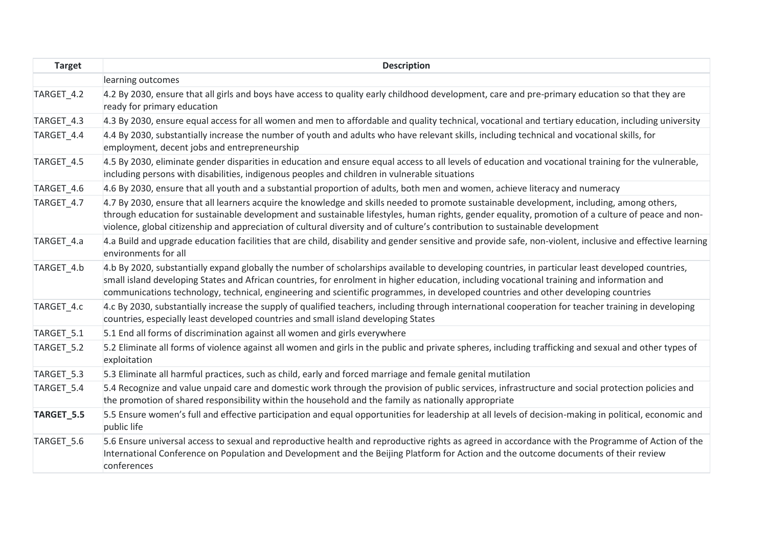| Target | Description |
| --- | --- |
| | learning outcomes |
| TARGET_4.2 | 4.2 By 2030, ensure that all girls and boys have access to quality early childhood development, care and pre-primary education so that they are ready for primary education |
| TARGET_4.3 | 4.3 By 2030, ensure equal access for all women and men to affordable and quality technical, vocational and tertiary education, including university |
| TARGET_4.4 | 4.4 By 2030, substantially increase the number of youth and adults who have relevant skills, including technical and vocational skills, for employment, decent jobs and entrepreneurship |
| TARGET_4.5 | 4.5 By 2030, eliminate gender disparities in education and ensure equal access to all levels of education and vocational training for the vulnerable, including persons with disabilities, indigenous peoples and children in vulnerable situations |
| TARGET_4.6 | 4.6 By 2030, ensure that all youth and a substantial proportion of adults, both men and women, achieve literacy and numeracy |
| TARGET_4.7 | 4.7 By 2030, ensure that all learners acquire the knowledge and skills needed to promote sustainable development, including, among others, through education for sustainable development and sustainable lifestyles, human rights, gender equality, promotion of a culture of peace and non-violence, global citizenship and appreciation of cultural diversity and of culture's contribution to sustainable development |
| TARGET_4.a | 4.a Build and upgrade education facilities that are child, disability and gender sensitive and provide safe, non-violent, inclusive and effective learning environments for all |
| TARGET_4.b | 4.b By 2020, substantially expand globally the number of scholarships available to developing countries, in particular least developed countries, small island developing States and African countries, for enrolment in higher education, including vocational training and information and communications technology, technical, engineering and scientific programmes, in developed countries and other developing countries |
| TARGET_4.c | 4.c By 2030, substantially increase the supply of qualified teachers, including through international cooperation for teacher training in developing countries, especially least developed countries and small island developing States |
| TARGET_5.1 | 5.1 End all forms of discrimination against all women and girls everywhere |
| TARGET_5.2 | 5.2 Eliminate all forms of violence against all women and girls in the public and private spheres, including trafficking and sexual and other types of exploitation |
| TARGET_5.3 | 5.3 Eliminate all harmful practices, such as child, early and forced marriage and female genital mutilation |
| TARGET_5.4 | 5.4 Recognize and value unpaid care and domestic work through the provision of public services, infrastructure and social protection policies and the promotion of shared responsibility within the household and the family as nationally appropriate |
| **TARGET_5.5** | 5.5 Ensure women's full and effective participation and equal opportunities for leadership at all levels of decision-making in political, economic and public life |
| TARGET_5.6 | 5.6 Ensure universal access to sexual and reproductive health and reproductive rights as agreed in accordance with the Programme of Action of the International Conference on Population and Development and the Beijing Platform for Action and the outcome documents of their review conferences |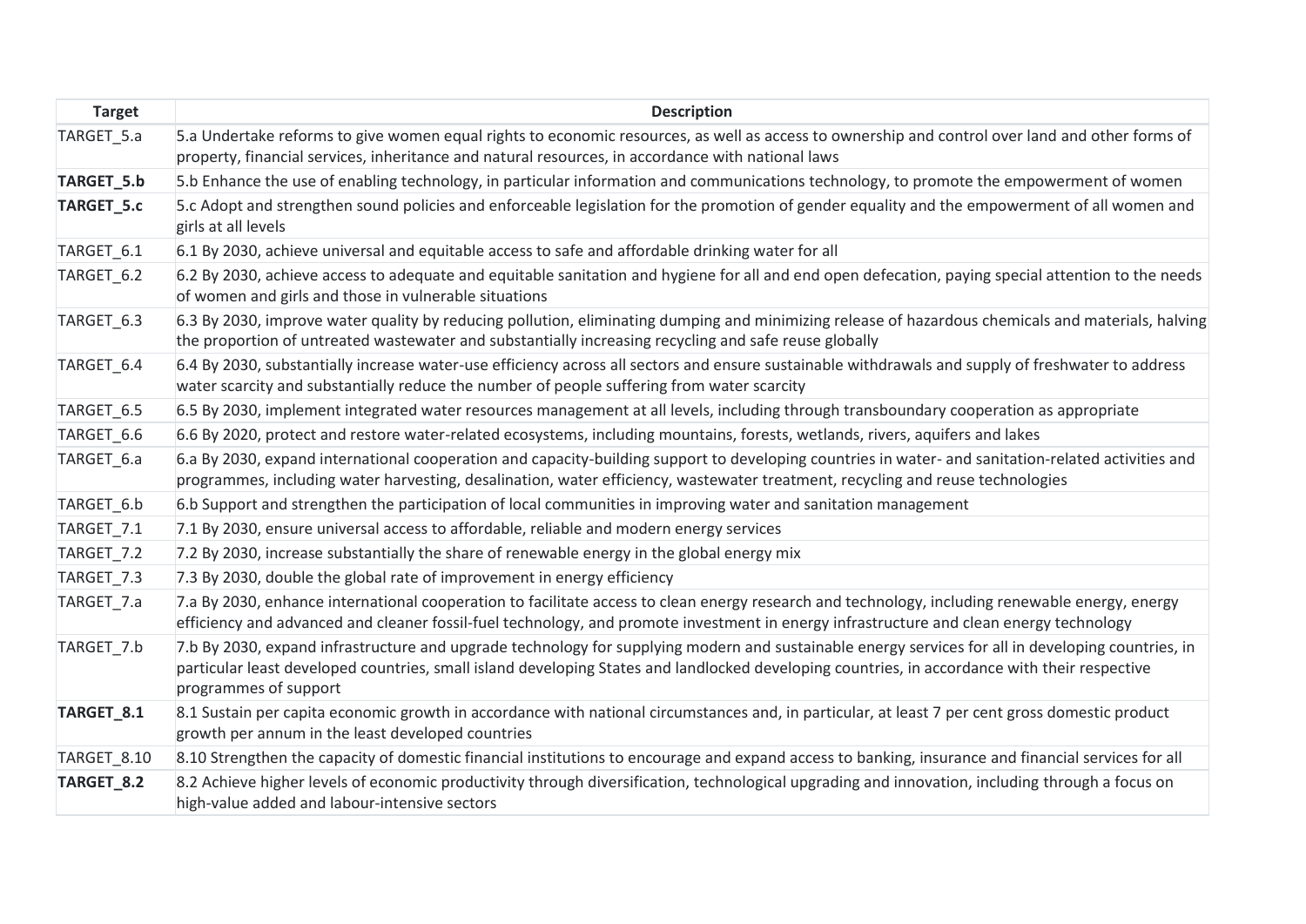| Target | Description |
|---|---|
| TARGET_5.a | 5.a Undertake reforms to give women equal rights to economic resources, as well as access to ownership and control over land and other forms of property, financial services, inheritance and natural resources, in accordance with national laws |
| **TARGET_5.b** | 5.b Enhance the use of enabling technology, in particular information and communications technology, to promote the empowerment of women |
| **TARGET_5.c** | 5.c Adopt and strengthen sound policies and enforceable legislation for the promotion of gender equality and the empowerment of all women and girls at all levels |
| TARGET_6.1 | 6.1 By 2030, achieve universal and equitable access to safe and affordable drinking water for all |
| TARGET_6.2 | 6.2 By 2030, achieve access to adequate and equitable sanitation and hygiene for all and end open defecation, paying special attention to the needs of women and girls and those in vulnerable situations |
| TARGET_6.3 | 6.3 By 2030, improve water quality by reducing pollution, eliminating dumping and minimizing release of hazardous chemicals and materials, halving the proportion of untreated wastewater and substantially increasing recycling and safe reuse globally |
| TARGET_6.4 | 6.4 By 2030, substantially increase water-use efficiency across all sectors and ensure sustainable withdrawals and supply of freshwater to address water scarcity and substantially reduce the number of people suffering from water scarcity |
| TARGET_6.5 | 6.5 By 2030, implement integrated water resources management at all levels, including through transboundary cooperation as appropriate |
| TARGET_6.6 | 6.6 By 2020, protect and restore water-related ecosystems, including mountains, forests, wetlands, rivers, aquifers and lakes |
| TARGET_6.a | 6.a By 2030, expand international cooperation and capacity-building support to developing countries in water- and sanitation-related activities and programmes, including water harvesting, desalination, water efficiency, wastewater treatment, recycling and reuse technologies |
| TARGET_6.b | 6.b Support and strengthen the participation of local communities in improving water and sanitation management |
| TARGET_7.1 | 7.1 By 2030, ensure universal access to affordable, reliable and modern energy services |
| TARGET_7.2 | 7.2 By 2030, increase substantially the share of renewable energy in the global energy mix |
| TARGET_7.3 | 7.3 By 2030, double the global rate of improvement in energy efficiency |
| TARGET_7.a | 7.a By 2030, enhance international cooperation to facilitate access to clean energy research and technology, including renewable energy, energy efficiency and advanced and cleaner fossil-fuel technology, and promote investment in energy infrastructure and clean energy technology |
| TARGET_7.b | 7.b By 2030, expand infrastructure and upgrade technology for supplying modern and sustainable energy services for all in developing countries, in particular least developed countries, small island developing States and landlocked developing countries, in accordance with their respective programmes of support |
| **TARGET_8.1** | 8.1 Sustain per capita economic growth in accordance with national circumstances and, in particular, at least 7 per cent gross domestic product growth per annum in the least developed countries |
| TARGET_8.10 | 8.10 Strengthen the capacity of domestic financial institutions to encourage and expand access to banking, insurance and financial services for all |
| **TARGET_8.2** | 8.2 Achieve higher levels of economic productivity through diversification, technological upgrading and innovation, including through a focus on high-value added and labour-intensive sectors |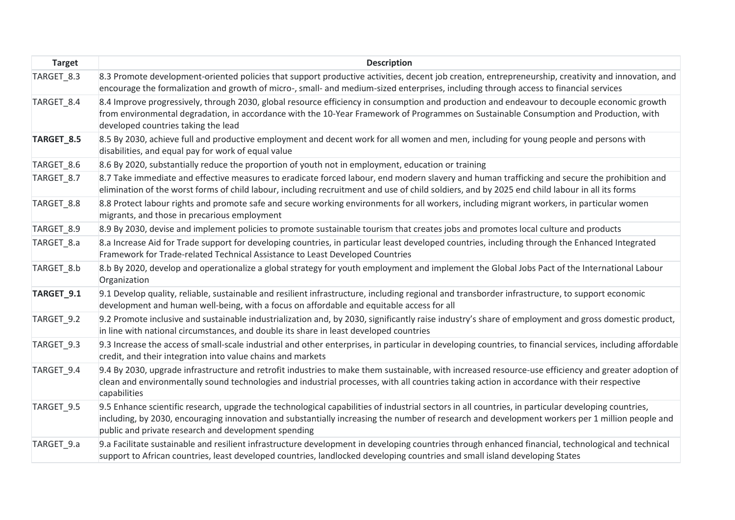| Target | Description |
| --- | --- |
| TARGET_8.3 | 8.3 Promote development-oriented policies that support productive activities, decent job creation, entrepreneurship, creativity and innovation, and encourage the formalization and growth of micro-, small- and medium-sized enterprises, including through access to financial services |
| TARGET_8.4 | 8.4 Improve progressively, through 2030, global resource efficiency in consumption and production and endeavour to decouple economic growth from environmental degradation, in accordance with the 10-Year Framework of Programmes on Sustainable Consumption and Production, with developed countries taking the lead |
| **TARGET_8.5** | 8.5 By 2030, achieve full and productive employment and decent work for all women and men, including for young people and persons with disabilities, and equal pay for work of equal value |
| TARGET_8.6 | 8.6 By 2020, substantially reduce the proportion of youth not in employment, education or training |
| TARGET_8.7 | 8.7 Take immediate and effective measures to eradicate forced labour, end modern slavery and human trafficking and secure the prohibition and elimination of the worst forms of child labour, including recruitment and use of child soldiers, and by 2025 end child labour in all its forms |
| TARGET_8.8 | 8.8 Protect labour rights and promote safe and secure working environments for all workers, including migrant workers, in particular women migrants, and those in precarious employment |
| TARGET_8.9 | 8.9 By 2030, devise and implement policies to promote sustainable tourism that creates jobs and promotes local culture and products |
| TARGET_8.a | 8.a Increase Aid for Trade support for developing countries, in particular least developed countries, including through the Enhanced Integrated Framework for Trade-related Technical Assistance to Least Developed Countries |
| TARGET_8.b | 8.b By 2020, develop and operationalize a global strategy for youth employment and implement the Global Jobs Pact of the International Labour Organization |
| **TARGET_9.1** | 9.1 Develop quality, reliable, sustainable and resilient infrastructure, including regional and transborder infrastructure, to support economic development and human well-being, with a focus on affordable and equitable access for all |
| TARGET_9.2 | 9.2 Promote inclusive and sustainable industrialization and, by 2030, significantly raise industry's share of employment and gross domestic product, in line with national circumstances, and double its share in least developed countries |
| TARGET_9.3 | 9.3 Increase the access of small-scale industrial and other enterprises, in particular in developing countries, to financial services, including affordable credit, and their integration into value chains and markets |
| TARGET_9.4 | 9.4 By 2030, upgrade infrastructure and retrofit industries to make them sustainable, with increased resource-use efficiency and greater adoption of clean and environmentally sound technologies and industrial processes, with all countries taking action in accordance with their respective capabilities |
| TARGET_9.5 | 9.5 Enhance scientific research, upgrade the technological capabilities of industrial sectors in all countries, in particular developing countries, including, by 2030, encouraging innovation and substantially increasing the number of research and development workers per 1 million people and public and private research and development spending |
| TARGET_9.a | 9.a Facilitate sustainable and resilient infrastructure development in developing countries through enhanced financial, technological and technical support to African countries, least developed countries, landlocked developing countries and small island developing States |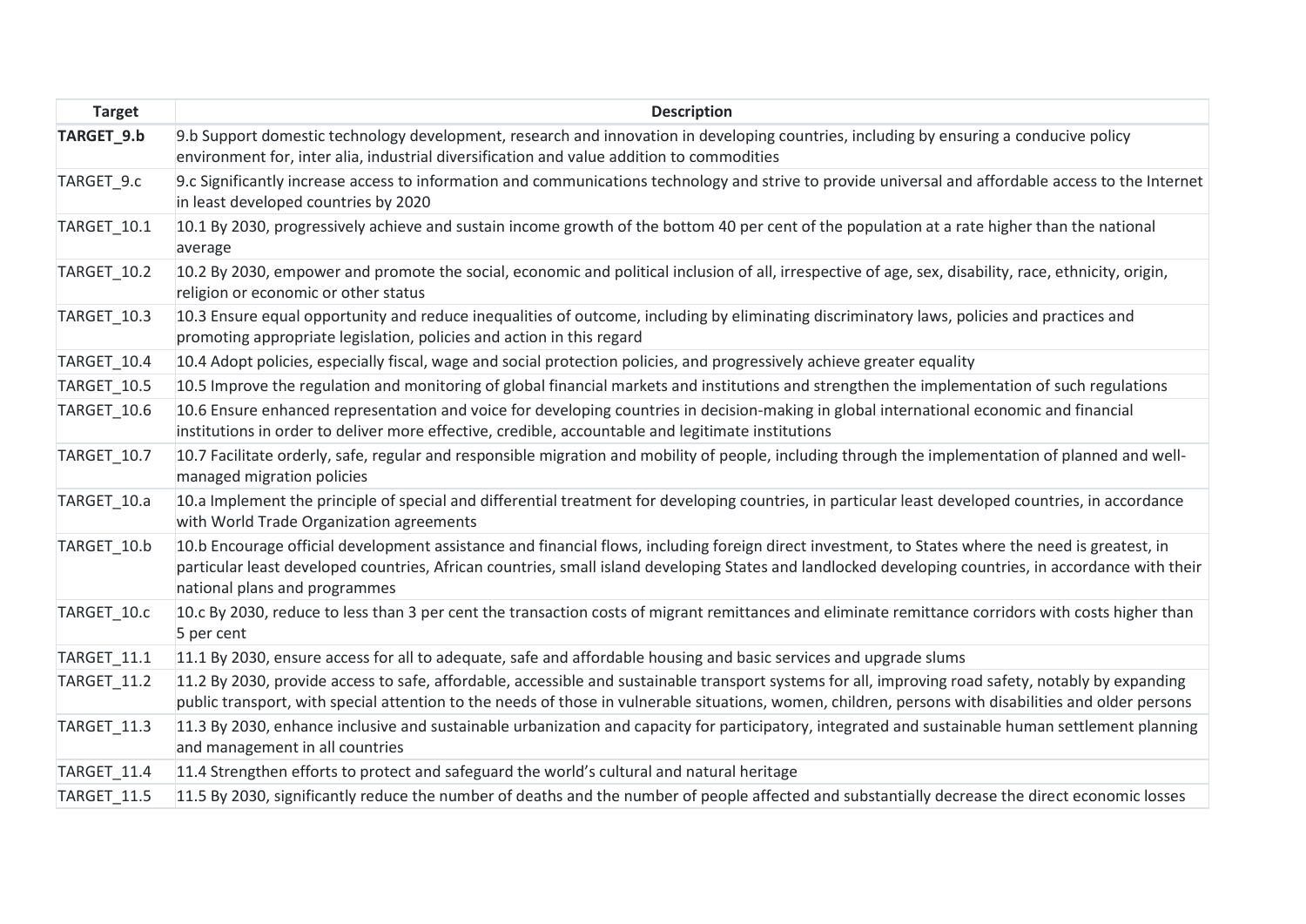| Target | Description |
|---|---|
| **TARGET_9.b** | 9.b Support domestic technology development, research and innovation in developing countries, including by ensuring a conducive policy environment for, inter alia, industrial diversification and value addition to commodities |
| TARGET_9.c | 9.c Significantly increase access to information and communications technology and strive to provide universal and affordable access to the Internet in least developed countries by 2020 |
| TARGET_10.1 | 10.1 By 2030, progressively achieve and sustain income growth of the bottom 40 per cent of the population at a rate higher than the national average |
| TARGET_10.2 | 10.2 By 2030, empower and promote the social, economic and political inclusion of all, irrespective of age, sex, disability, race, ethnicity, origin, religion or economic or other status |
| TARGET_10.3 | 10.3 Ensure equal opportunity and reduce inequalities of outcome, including by eliminating discriminatory laws, policies and practices and promoting appropriate legislation, policies and action in this regard |
| TARGET_10.4 | 10.4 Adopt policies, especially fiscal, wage and social protection policies, and progressively achieve greater equality |
| TARGET_10.5 | 10.5 Improve the regulation and monitoring of global financial markets and institutions and strengthen the implementation of such regulations |
| TARGET_10.6 | 10.6 Ensure enhanced representation and voice for developing countries in decision-making in global international economic and financial institutions in order to deliver more effective, credible, accountable and legitimate institutions |
| TARGET_10.7 | 10.7 Facilitate orderly, safe, regular and responsible migration and mobility of people, including through the implementation of planned and well-managed migration policies |
| TARGET_10.a | 10.a Implement the principle of special and differential treatment for developing countries, in particular least developed countries, in accordance with World Trade Organization agreements |
| TARGET_10.b | 10.b Encourage official development assistance and financial flows, including foreign direct investment, to States where the need is greatest, in particular least developed countries, African countries, small island developing States and landlocked developing countries, in accordance with their national plans and programmes |
| TARGET_10.c | 10.c By 2030, reduce to less than 3 per cent the transaction costs of migrant remittances and eliminate remittance corridors with costs higher than 5 per cent |
| TARGET_11.1 | 11.1 By 2030, ensure access for all to adequate, safe and affordable housing and basic services and upgrade slums |
| TARGET_11.2 | 11.2 By 2030, provide access to safe, affordable, accessible and sustainable transport systems for all, improving road safety, notably by expanding public transport, with special attention to the needs of those in vulnerable situations, women, children, persons with disabilities and older persons |
| TARGET_11.3 | 11.3 By 2030, enhance inclusive and sustainable urbanization and capacity for participatory, integrated and sustainable human settlement planning and management in all countries |
| TARGET_11.4 | 11.4 Strengthen efforts to protect and safeguard the world's cultural and natural heritage |
| TARGET_11.5 | 11.5 By 2030, significantly reduce the number of deaths and the number of people affected and substantially decrease the direct economic losses |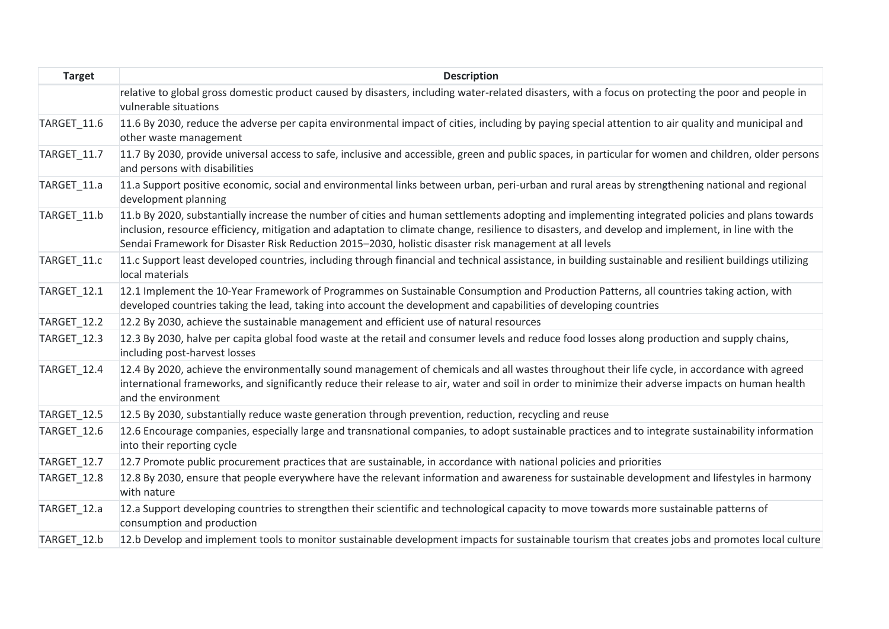| Target | Description |
|---|---|
| | relative to global gross domestic product caused by disasters, including water-related disasters, with a focus on protecting the poor and people in vulnerable situations |
| TARGET_11.6 | 11.6 By 2030, reduce the adverse per capita environmental impact of cities, including by paying special attention to air quality and municipal and other waste management |
| TARGET_11.7 | 11.7 By 2030, provide universal access to safe, inclusive and accessible, green and public spaces, in particular for women and children, older persons and persons with disabilities |
| TARGET_11.a | 11.a Support positive economic, social and environmental links between urban, peri-urban and rural areas by strengthening national and regional development planning |
| TARGET_11.b | 11.b By 2020, substantially increase the number of cities and human settlements adopting and implementing integrated policies and plans towards inclusion, resource efficiency, mitigation and adaptation to climate change, resilience to disasters, and develop and implement, in line with the Sendai Framework for Disaster Risk Reduction 2015–2030, holistic disaster risk management at all levels |
| TARGET_11.c | 11.c Support least developed countries, including through financial and technical assistance, in building sustainable and resilient buildings utilizing local materials |
| TARGET_12.1 | 12.1 Implement the 10-Year Framework of Programmes on Sustainable Consumption and Production Patterns, all countries taking action, with developed countries taking the lead, taking into account the development and capabilities of developing countries |
| TARGET_12.2 | 12.2 By 2030, achieve the sustainable management and efficient use of natural resources |
| TARGET_12.3 | 12.3 By 2030, halve per capita global food waste at the retail and consumer levels and reduce food losses along production and supply chains, including post-harvest losses |
| TARGET_12.4 | 12.4 By 2020, achieve the environmentally sound management of chemicals and all wastes throughout their life cycle, in accordance with agreed international frameworks, and significantly reduce their release to air, water and soil in order to minimize their adverse impacts on human health and the environment |
| TARGET_12.5 | 12.5 By 2030, substantially reduce waste generation through prevention, reduction, recycling and reuse |
| TARGET_12.6 | 12.6 Encourage companies, especially large and transnational companies, to adopt sustainable practices and to integrate sustainability information into their reporting cycle |
| TARGET_12.7 | 12.7 Promote public procurement practices that are sustainable, in accordance with national policies and priorities |
| TARGET_12.8 | 12.8 By 2030, ensure that people everywhere have the relevant information and awareness for sustainable development and lifestyles in harmony with nature |
| TARGET_12.a | 12.a Support developing countries to strengthen their scientific and technological capacity to move towards more sustainable patterns of consumption and production |
| TARGET_12.b | 12.b Develop and implement tools to monitor sustainable development impacts for sustainable tourism that creates jobs and promotes local culture |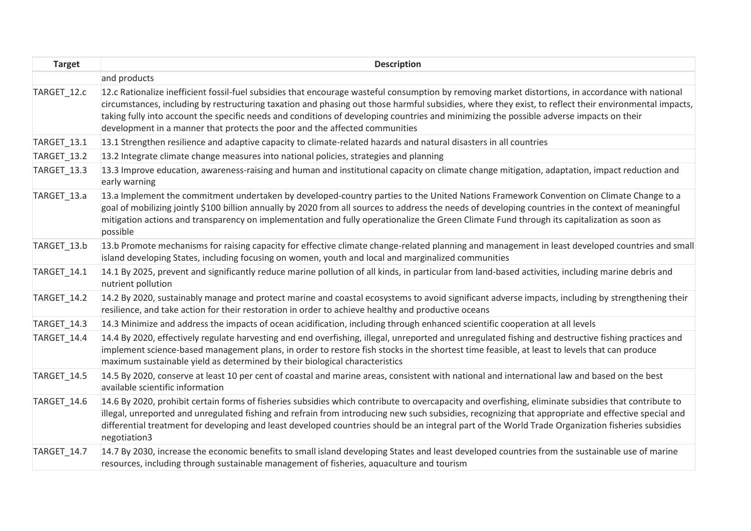| Target | Description |
|---|---|
| | and products |
| TARGET_12.c | 12.c Rationalize inefficient fossil-fuel subsidies that encourage wasteful consumption by removing market distortions, in accordance with national circumstances, including by restructuring taxation and phasing out those harmful subsidies, where they exist, to reflect their environmental impacts, taking fully into account the specific needs and conditions of developing countries and minimizing the possible adverse impacts on their development in a manner that protects the poor and the affected communities |
| TARGET_13.1 | 13.1 Strengthen resilience and adaptive capacity to climate-related hazards and natural disasters in all countries |
| TARGET_13.2 | 13.2 Integrate climate change measures into national policies, strategies and planning |
| TARGET_13.3 | 13.3 Improve education, awareness-raising and human and institutional capacity on climate change mitigation, adaptation, impact reduction and early warning |
| TARGET_13.a | 13.a Implement the commitment undertaken by developed-country parties to the United Nations Framework Convention on Climate Change to a goal of mobilizing jointly $100 billion annually by 2020 from all sources to address the needs of developing countries in the context of meaningful mitigation actions and transparency on implementation and fully operationalize the Green Climate Fund through its capitalization as soon as possible |
| TARGET_13.b | 13.b Promote mechanisms for raising capacity for effective climate change-related planning and management in least developed countries and small island developing States, including focusing on women, youth and local and marginalized communities |
| TARGET_14.1 | 14.1 By 2025, prevent and significantly reduce marine pollution of all kinds, in particular from land-based activities, including marine debris and nutrient pollution |
| TARGET_14.2 | 14.2 By 2020, sustainably manage and protect marine and coastal ecosystems to avoid significant adverse impacts, including by strengthening their resilience, and take action for their restoration in order to achieve healthy and productive oceans |
| TARGET_14.3 | 14.3 Minimize and address the impacts of ocean acidification, including through enhanced scientific cooperation at all levels |
| TARGET_14.4 | 14.4 By 2020, effectively regulate harvesting and end overfishing, illegal, unreported and unregulated fishing and destructive fishing practices and implement science-based management plans, in order to restore fish stocks in the shortest time feasible, at least to levels that can produce maximum sustainable yield as determined by their biological characteristics |
| TARGET_14.5 | 14.5 By 2020, conserve at least 10 per cent of coastal and marine areas, consistent with national and international law and based on the best available scientific information |
| TARGET_14.6 | 14.6 By 2020, prohibit certain forms of fisheries subsidies which contribute to overcapacity and overfishing, eliminate subsidies that contribute to illegal, unreported and unregulated fishing and refrain from introducing new such subsidies, recognizing that appropriate and effective special and differential treatment for developing and least developed countries should be an integral part of the World Trade Organization fisheries subsidies negotiation3 |
| TARGET_14.7 | 14.7 By 2030, increase the economic benefits to small island developing States and least developed countries from the sustainable use of marine resources, including through sustainable management of fisheries, aquaculture and tourism |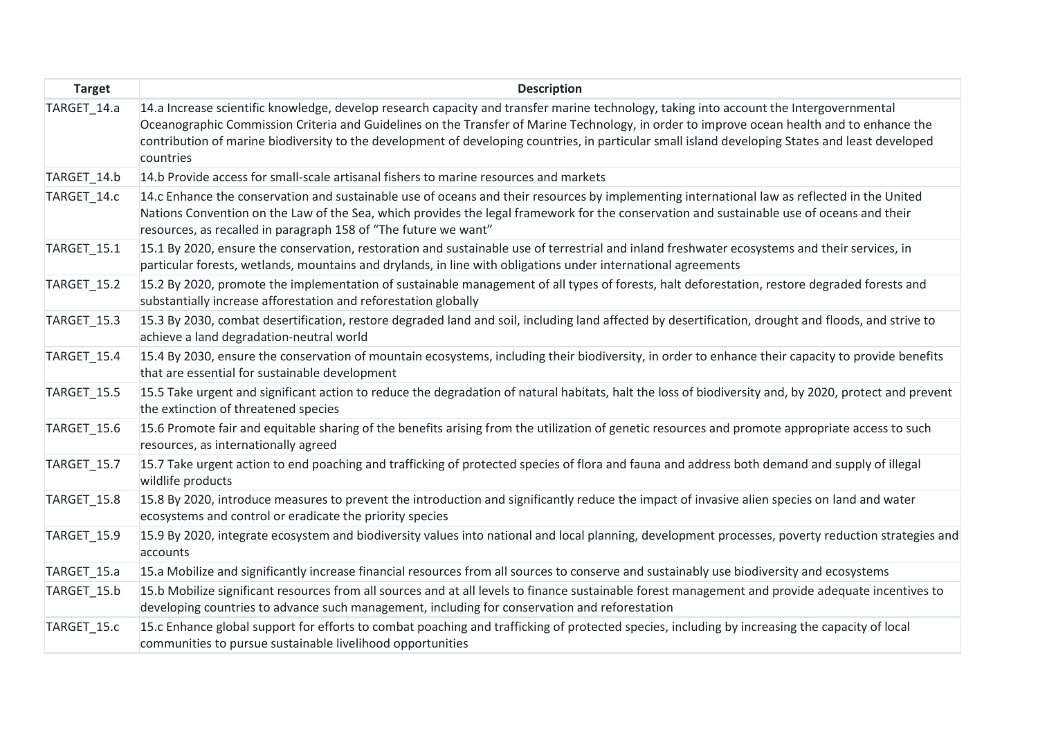| Target | Description |
| --- | --- |
| TARGET_14.a | 14.a Increase scientific knowledge, develop research capacity and transfer marine technology, taking into account the Intergovernmental Oceanographic Commission Criteria and Guidelines on the Transfer of Marine Technology, in order to improve ocean health and to enhance the contribution of marine biodiversity to the development of developing countries, in particular small island developing States and least developed countries |
| TARGET_14.b | 14.b Provide access for small-scale artisanal fishers to marine resources and markets |
| TARGET_14.c | 14.c Enhance the conservation and sustainable use of oceans and their resources by implementing international law as reflected in the United Nations Convention on the Law of the Sea, which provides the legal framework for the conservation and sustainable use of oceans and their resources, as recalled in paragraph 158 of "The future we want" |
| TARGET_15.1 | 15.1 By 2020, ensure the conservation, restoration and sustainable use of terrestrial and inland freshwater ecosystems and their services, in particular forests, wetlands, mountains and drylands, in line with obligations under international agreements |
| TARGET_15.2 | 15.2 By 2020, promote the implementation of sustainable management of all types of forests, halt deforestation, restore degraded forests and substantially increase afforestation and reforestation globally |
| TARGET_15.3 | 15.3 By 2030, combat desertification, restore degraded land and soil, including land affected by desertification, drought and floods, and strive to achieve a land degradation-neutral world |
| TARGET_15.4 | 15.4 By 2030, ensure the conservation of mountain ecosystems, including their biodiversity, in order to enhance their capacity to provide benefits that are essential for sustainable development |
| TARGET_15.5 | 15.5 Take urgent and significant action to reduce the degradation of natural habitats, halt the loss of biodiversity and, by 2020, protect and prevent the extinction of threatened species |
| TARGET_15.6 | 15.6 Promote fair and equitable sharing of the benefits arising from the utilization of genetic resources and promote appropriate access to such resources, as internationally agreed |
| TARGET_15.7 | 15.7 Take urgent action to end poaching and trafficking of protected species of flora and fauna and address both demand and supply of illegal wildlife products |
| TARGET_15.8 | 15.8 By 2020, introduce measures to prevent the introduction and significantly reduce the impact of invasive alien species on land and water ecosystems and control or eradicate the priority species |
| TARGET_15.9 | 15.9 By 2020, integrate ecosystem and biodiversity values into national and local planning, development processes, poverty reduction strategies and accounts |
| TARGET_15.a | 15.a Mobilize and significantly increase financial resources from all sources to conserve and sustainably use biodiversity and ecosystems |
| TARGET_15.b | 15.b Mobilize significant resources from all sources and at all levels to finance sustainable forest management and provide adequate incentives to developing countries to advance such management, including for conservation and reforestation |
| TARGET_15.c | 15.c Enhance global support for efforts to combat poaching and trafficking of protected species, including by increasing the capacity of local communities to pursue sustainable livelihood opportunities |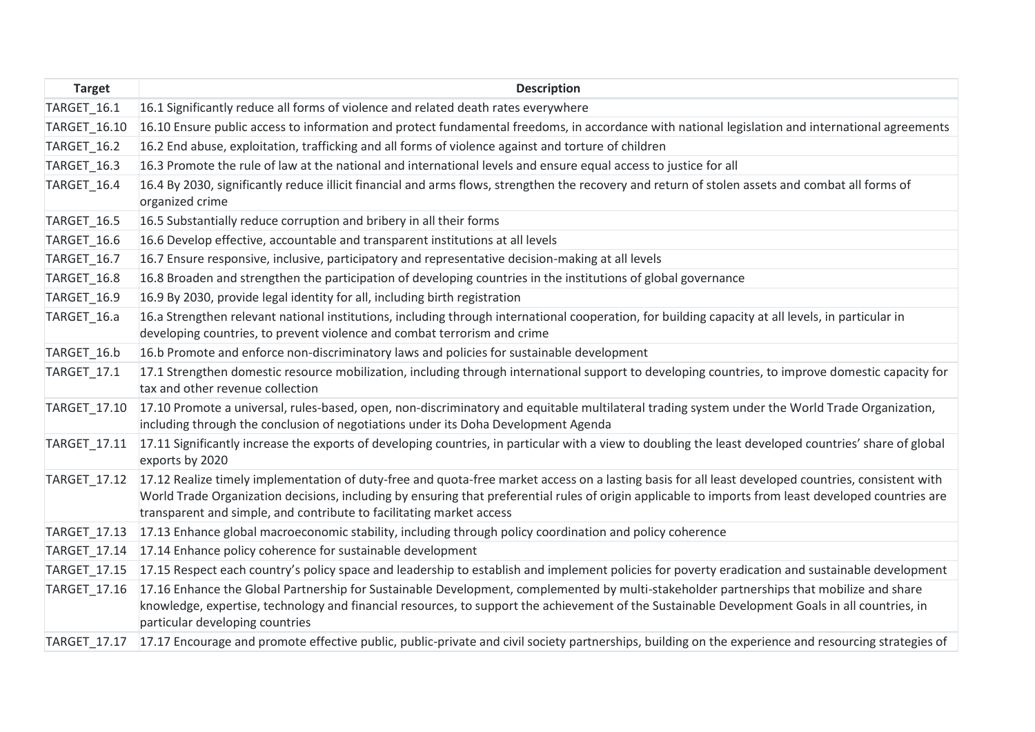| Target | Description |
| --- | --- |
| TARGET_16.1 | 16.1 Significantly reduce all forms of violence and related death rates everywhere |
| TARGET_16.10 | 16.10 Ensure public access to information and protect fundamental freedoms, in accordance with national legislation and international agreements |
| TARGET_16.2 | 16.2 End abuse, exploitation, trafficking and all forms of violence against and torture of children |
| TARGET_16.3 | 16.3 Promote the rule of law at the national and international levels and ensure equal access to justice for all |
| TARGET_16.4 | 16.4 By 2030, significantly reduce illicit financial and arms flows, strengthen the recovery and return of stolen assets and combat all forms of organized crime |
| TARGET_16.5 | 16.5 Substantially reduce corruption and bribery in all their forms |
| TARGET_16.6 | 16.6 Develop effective, accountable and transparent institutions at all levels |
| TARGET_16.7 | 16.7 Ensure responsive, inclusive, participatory and representative decision-making at all levels |
| TARGET_16.8 | 16.8 Broaden and strengthen the participation of developing countries in the institutions of global governance |
| TARGET_16.9 | 16.9 By 2030, provide legal identity for all, including birth registration |
| TARGET_16.a | 16.a Strengthen relevant national institutions, including through international cooperation, for building capacity at all levels, in particular in developing countries, to prevent violence and combat terrorism and crime |
| TARGET_16.b | 16.b Promote and enforce non-discriminatory laws and policies for sustainable development |
| TARGET_17.1 | 17.1 Strengthen domestic resource mobilization, including through international support to developing countries, to improve domestic capacity for tax and other revenue collection |
| TARGET_17.10 | 17.10 Promote a universal, rules-based, open, non-discriminatory and equitable multilateral trading system under the World Trade Organization, including through the conclusion of negotiations under its Doha Development Agenda |
| TARGET_17.11 | 17.11 Significantly increase the exports of developing countries, in particular with a view to doubling the least developed countries' share of global exports by 2020 |
| TARGET_17.12 | 17.12 Realize timely implementation of duty-free and quota-free market access on a lasting basis for all least developed countries, consistent with World Trade Organization decisions, including by ensuring that preferential rules of origin applicable to imports from least developed countries are transparent and simple, and contribute to facilitating market access |
| TARGET_17.13 | 17.13 Enhance global macroeconomic stability, including through policy coordination and policy coherence |
| TARGET_17.14 | 17.14 Enhance policy coherence for sustainable development |
| TARGET_17.15 | 17.15 Respect each country's policy space and leadership to establish and implement policies for poverty eradication and sustainable development |
| TARGET_17.16 | 17.16 Enhance the Global Partnership for Sustainable Development, complemented by multi-stakeholder partnerships that mobilize and share knowledge, expertise, technology and financial resources, to support the achievement of the Sustainable Development Goals in all countries, in particular developing countries |
| TARGET_17.17 | 17.17 Encourage and promote effective public, public-private and civil society partnerships, building on the experience and resourcing strategies of |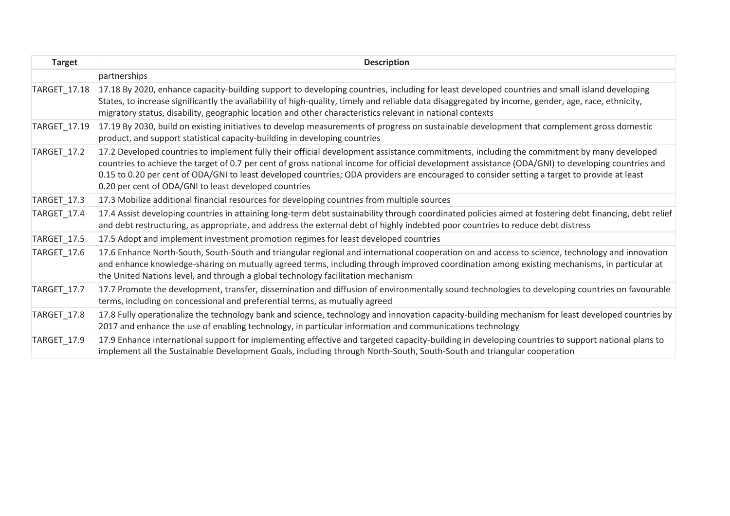| Target | Description |
|---|---|
| | partnerships |
| TARGET_17.18 | 17.18 By 2020, enhance capacity-building support to developing countries, including for least developed countries and small island developing States, to increase significantly the availability of high-quality, timely and reliable data disaggregated by income, gender, age, race, ethnicity, migratory status, disability, geographic location and other characteristics relevant in national contexts |
| TARGET_17.19 | 17.19 By 2030, build on existing initiatives to develop measurements of progress on sustainable development that complement gross domestic product, and support statistical capacity-building in developing countries |
| TARGET_17.2 | 17.2 Developed countries to implement fully their official development assistance commitments, including the commitment by many developed countries to achieve the target of 0.7 per cent of gross national income for official development assistance (ODA/GNI) to developing countries and 0.15 to 0.20 per cent of ODA/GNI to least developed countries; ODA providers are encouraged to consider setting a target to provide at least 0.20 per cent of ODA/GNI to least developed countries |
| TARGET_17.3 | 17.3 Mobilize additional financial resources for developing countries from multiple sources |
| TARGET_17.4 | 17.4 Assist developing countries in attaining long-term debt sustainability through coordinated policies aimed at fostering debt financing, debt relief and debt restructuring, as appropriate, and address the external debt of highly indebted poor countries to reduce debt distress |
| TARGET_17.5 | 17.5 Adopt and implement investment promotion regimes for least developed countries |
| TARGET_17.6 | 17.6 Enhance North-South, South-South and triangular regional and international cooperation on and access to science, technology and innovation and enhance knowledge-sharing on mutually agreed terms, including through improved coordination among existing mechanisms, in particular at the United Nations level, and through a global technology facilitation mechanism |
| TARGET_17.7 | 17.7 Promote the development, transfer, dissemination and diffusion of environmentally sound technologies to developing countries on favourable terms, including on concessional and preferential terms, as mutually agreed |
| TARGET_17.8 | 17.8 Fully operationalize the technology bank and science, technology and innovation capacity-building mechanism for least developed countries by 2017 and enhance the use of enabling technology, in particular information and communications technology |
| TARGET_17.9 | 17.9 Enhance international support for implementing effective and targeted capacity-building in developing countries to support national plans to implement all the Sustainable Development Goals, including through North-South, South-South and triangular cooperation |